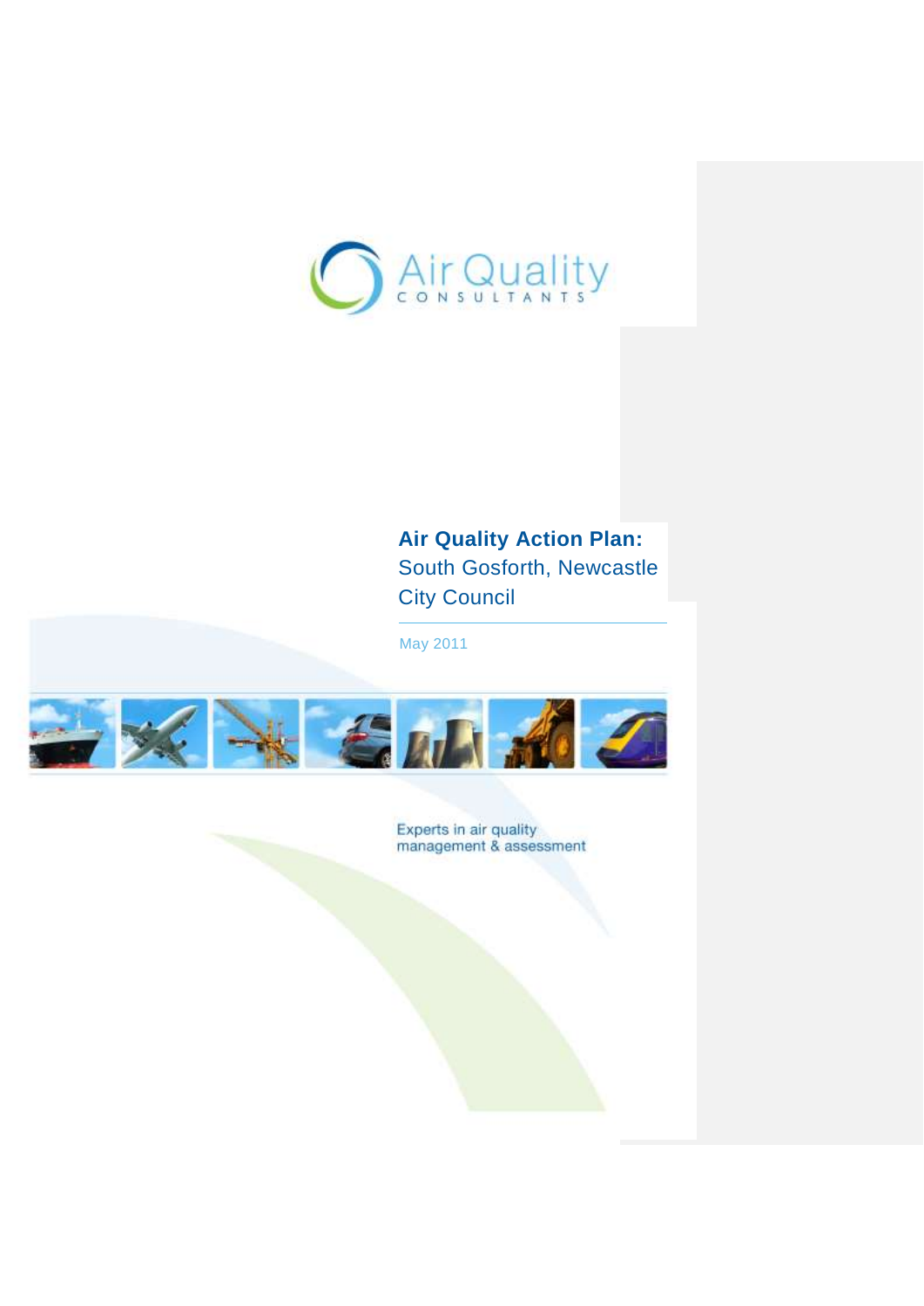Air Quality
CONSULTANTS

# Air Quality Action Plan: South Gosforth, Newcastle City Council

May 2011

Experts in air quality
management & assessment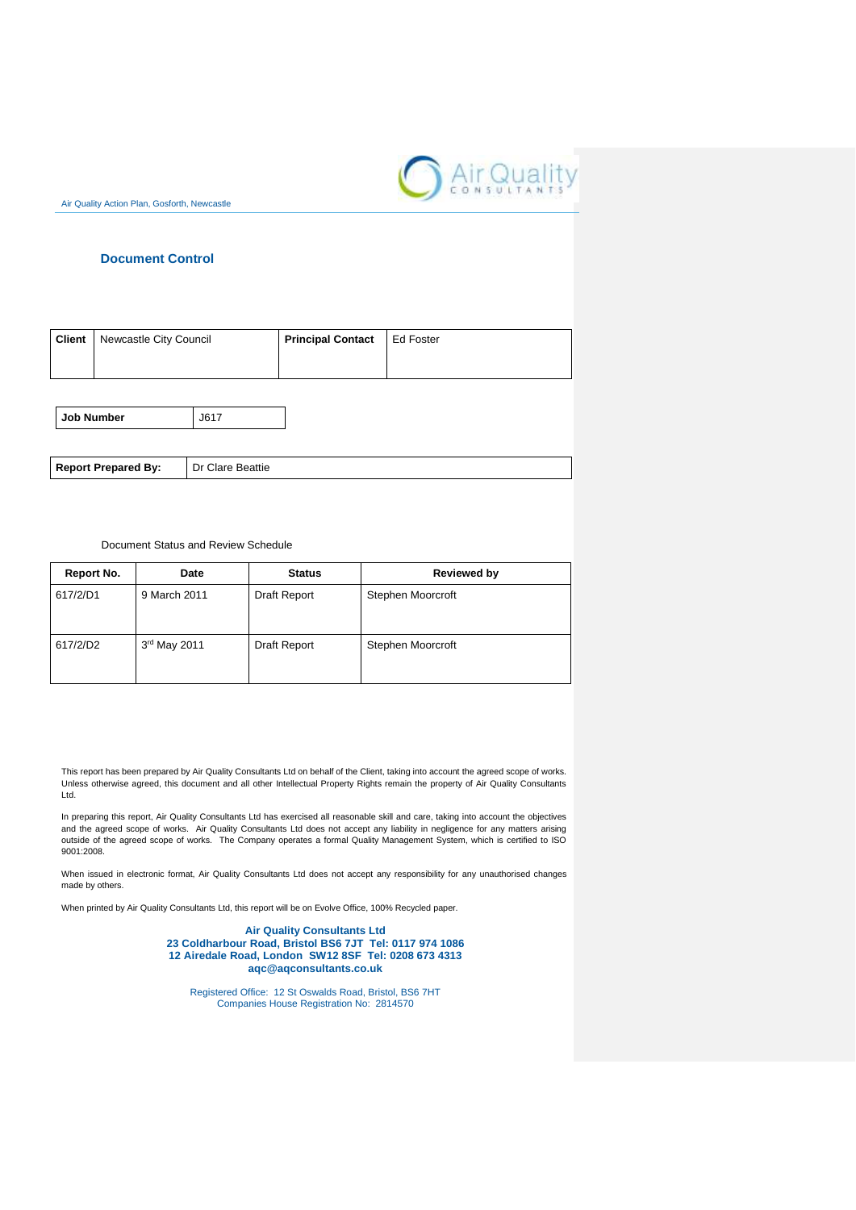## Document Control

| Client | Newcastle City Council | Principal Contact | Ed Foster |
|---|---|---|---|

| Job Number | J617 |
|---|---|

| Report Prepared By: | Dr Clare Beattie |
|---|---|

Document Status and Review Schedule

| Report No. | Date | Status | Reviewed by |
|---|---|---|---|
| 617/2/D1 | 9 March 2011 | Draft Report | Stephen Moorcroft |
| 617/2/D2 | 3rd May 2011 | Draft Report | Stephen Moorcroft |

This report has been prepared by Air Quality Consultants Ltd on behalf of the Client, taking into account the agreed scope of works. Unless otherwise agreed, this document and all other Intellectual Property Rights remain the property of Air Quality Consultants Ltd.

In preparing this report, Air Quality Consultants Ltd has exercised all reasonable skill and care, taking into account the objectives and the agreed scope of works. Air Quality Consultants Ltd does not accept any liability in negligence for any matters arising outside of the agreed scope of works. The Company operates a formal Quality Management System, which is certified to ISO 9001:2008.

When issued in electronic format, Air Quality Consultants Ltd does not accept any responsibility for any unauthorised changes made by others.

When printed by Air Quality Consultants Ltd, this report will be on Evolve Office, 100% Recycled paper.

**Air Quality Consultants Ltd**
**23 Coldharbour Road, Bristol BS6 7JT Tel: 0117 974 1086**
**12 Airedale Road, London SW12 8SF Tel: 0208 673 4313**
**aqc@aqconsultants.co.uk**

Registered Office: 12 St Oswalds Road, Bristol, BS6 7HT
Companies House Registration No: 2814570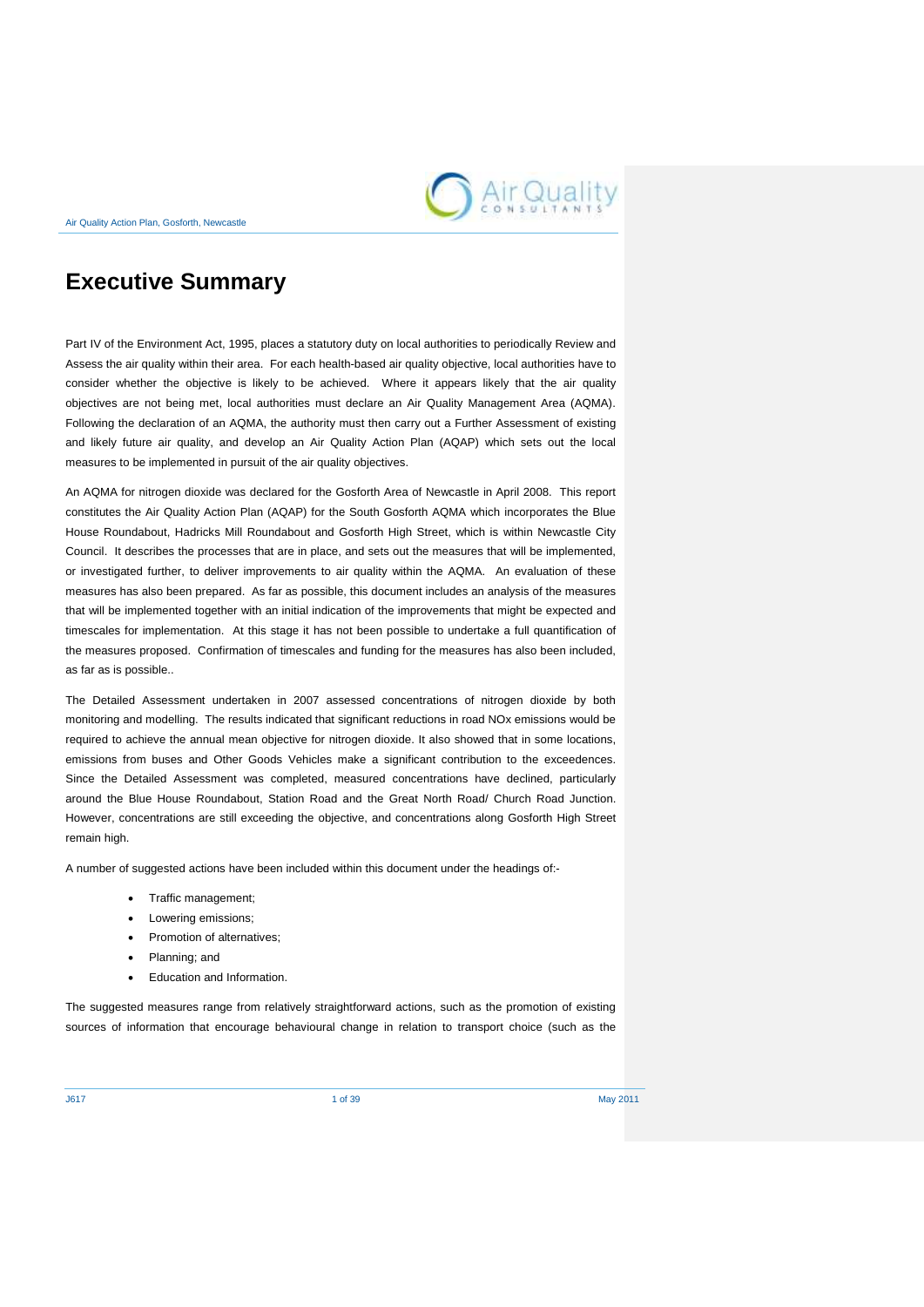# Executive Summary

Part IV of the Environment Act, 1995, places a statutory duty on local authorities to periodically Review and Assess the air quality within their area. For each health-based air quality objective, local authorities have to consider whether the objective is likely to be achieved. Where it appears likely that the air quality objectives are not being met, local authorities must declare an Air Quality Management Area (AQMA). Following the declaration of an AQMA, the authority must then carry out a Further Assessment of existing and likely future air quality, and develop an Air Quality Action Plan (AQAP) which sets out the local measures to be implemented in pursuit of the air quality objectives.

An AQMA for nitrogen dioxide was declared for the Gosforth Area of Newcastle in April 2008. This report constitutes the Air Quality Action Plan (AQAP) for the South Gosforth AQMA which incorporates the Blue House Roundabout, Hadricks Mill Roundabout and Gosforth High Street, which is within Newcastle City Council. It describes the processes that are in place, and sets out the measures that will be implemented, or investigated further, to deliver improvements to air quality within the AQMA. An evaluation of these measures has also been prepared. As far as possible, this document includes an analysis of the measures that will be implemented together with an initial indication of the improvements that might be expected and timescales for implementation. At this stage it has not been possible to undertake a full quantification of the measures proposed. Confirmation of timescales and funding for the measures has also been included, as far as is possible..

The Detailed Assessment undertaken in 2007 assessed concentrations of nitrogen dioxide by both monitoring and modelling. The results indicated that significant reductions in road NOx emissions would be required to achieve the annual mean objective for nitrogen dioxide. It also showed that in some locations, emissions from buses and Other Goods Vehicles make a significant contribution to the exceedences. Since the Detailed Assessment was completed, measured concentrations have declined, particularly around the Blue House Roundabout, Station Road and the Great North Road/ Church Road Junction. However, concentrations are still exceeding the objective, and concentrations along Gosforth High Street remain high.

A number of suggested actions have been included within this document under the headings of:-

- Traffic management;
- Lowering emissions;
- Promotion of alternatives;
- Planning; and
- Education and Information.

The suggested measures range from relatively straightforward actions, such as the promotion of existing sources of information that encourage behavioural change in relation to transport choice (such as the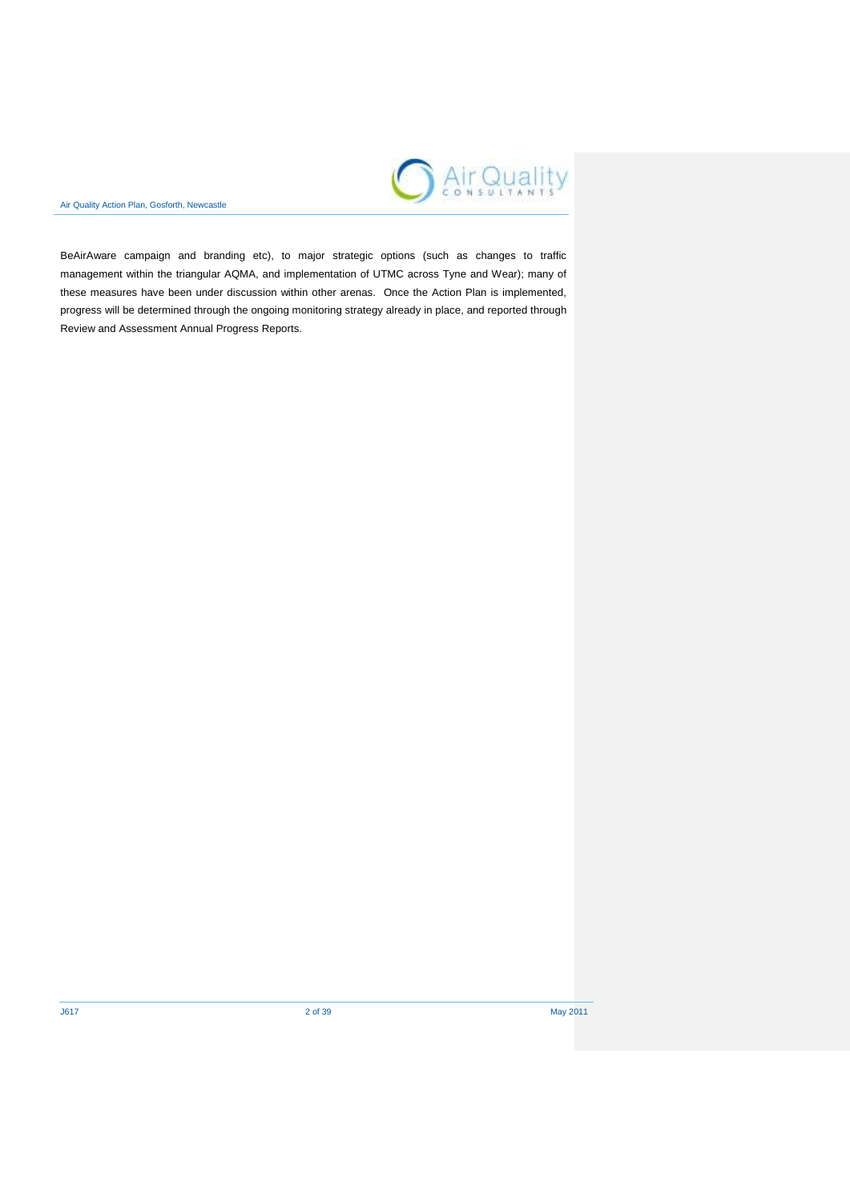BeAirAware campaign and branding etc), to major strategic options (such as changes to traffic management within the triangular AQMA, and implementation of UTMC across Tyne and Wear); many of these measures have been under discussion within other arenas. Once the Action Plan is implemented, progress will be determined through the ongoing monitoring strategy already in place, and reported through Review and Assessment Annual Progress Reports.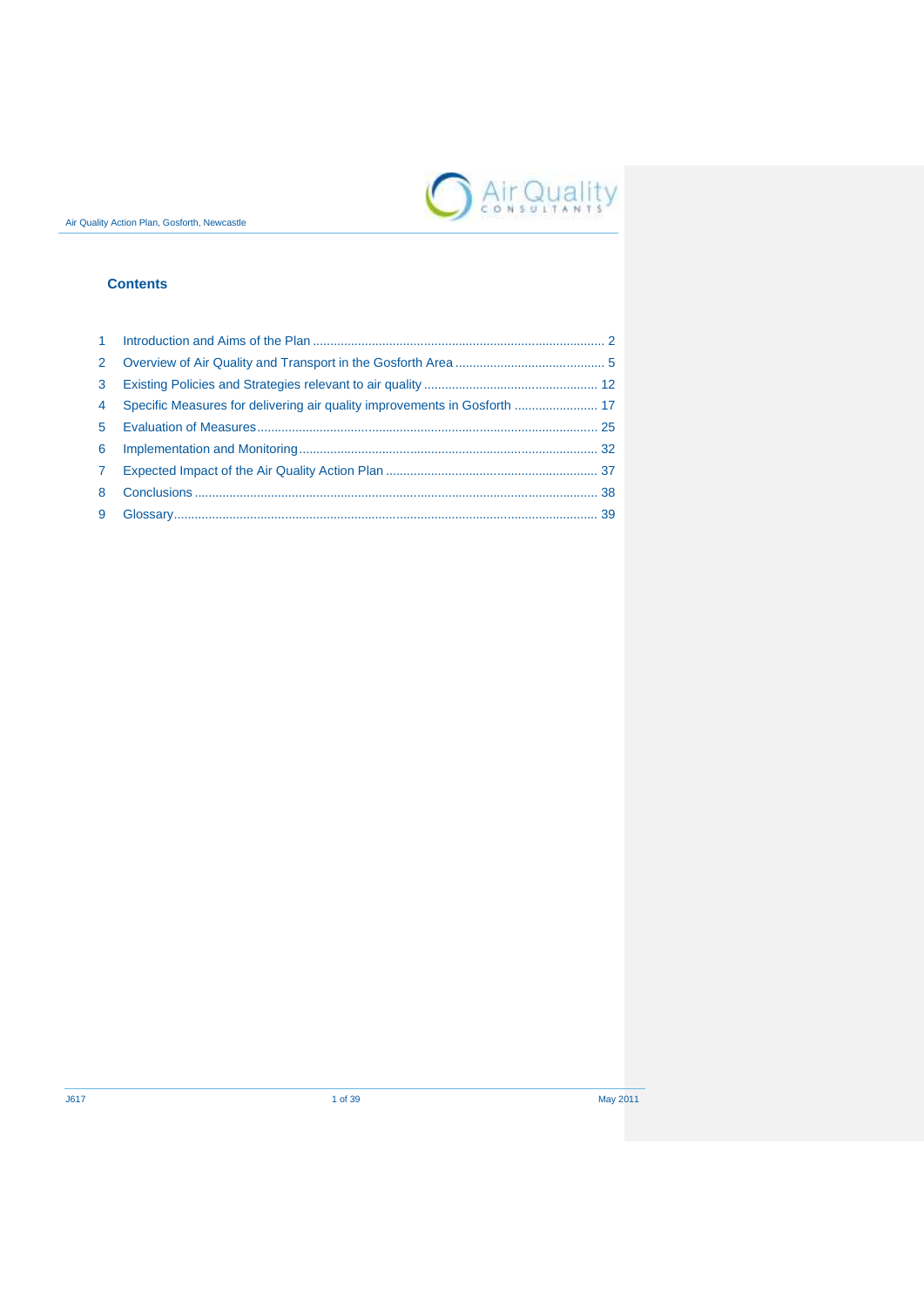## Contents

1 Introduction and Aims of the Plan ..................... 2
2 Overview of Air Quality and Transport in the Gosforth Area ..................... 5
3 Existing Policies and Strategies relevant to air quality ..................... 12
4 Specific Measures for delivering air quality improvements in Gosforth ..................... 17
5 Evaluation of Measures ..................... 25
6 Implementation and Monitoring ..................... 32
7 Expected Impact of the Air Quality Action Plan ..................... 37
8 Conclusions ..................... 38
9 Glossary ..................... 39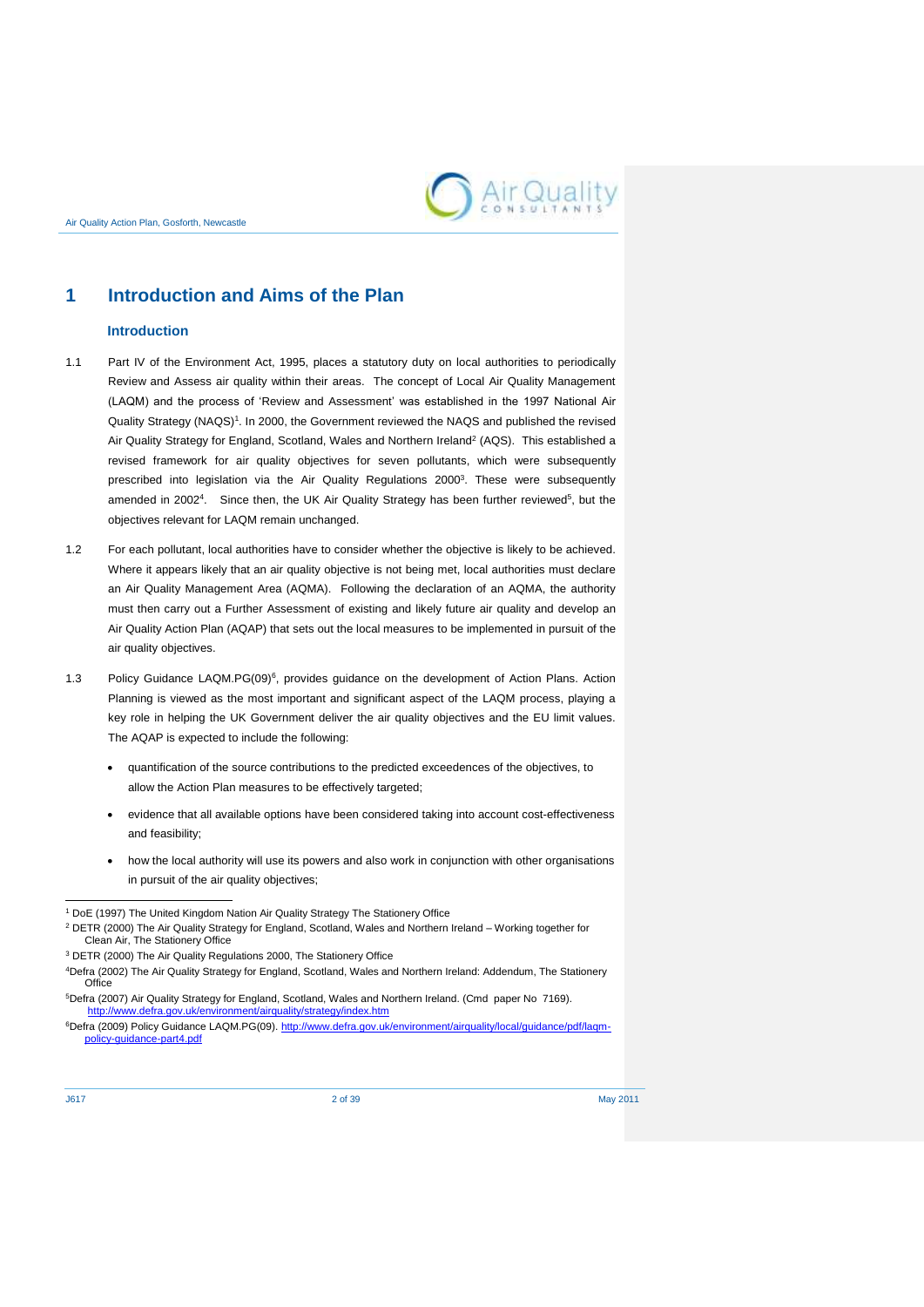# 1 Introduction and Aims of the Plan

## Introduction

1.1 Part IV of the Environment Act, 1995, places a statutory duty on local authorities to periodically Review and Assess air quality within their areas. The concept of Local Air Quality Management (LAQM) and the process of 'Review and Assessment' was established in the 1997 National Air Quality Strategy (NAQS)[1]. In 2000, the Government reviewed the NAQS and published the revised Air Quality Strategy for England, Scotland, Wales and Northern Ireland[2] (AQS). This established a revised framework for air quality objectives for seven pollutants, which were subsequently prescribed into legislation via the Air Quality Regulations 2000[3]. These were subsequently amended in 2002[4]. Since then, the UK Air Quality Strategy has been further reviewed[5], but the objectives relevant for LAQM remain unchanged.

1.2 For each pollutant, local authorities have to consider whether the objective is likely to be achieved. Where it appears likely that an air quality objective is not being met, local authorities must declare an Air Quality Management Area (AQMA). Following the declaration of an AQMA, the authority must then carry out a Further Assessment of existing and likely future air quality and develop an Air Quality Action Plan (AQAP) that sets out the local measures to be implemented in pursuit of the air quality objectives.

1.3 Policy Guidance LAQM.PG(09)[6], provides guidance on the development of Action Plans. Action Planning is viewed as the most important and significant aspect of the LAQM process, playing a key role in helping the UK Government deliver the air quality objectives and the EU limit values. The AQAP is expected to include the following:

- quantification of the source contributions to the predicted exceedences of the objectives, to allow the Action Plan measures to be effectively targeted;
- evidence that all available options have been considered taking into account cost-effectiveness and feasibility;
- how the local authority will use its powers and also work in conjunction with other organisations in pursuit of the air quality objectives;

---

[1] DoE (1997) The United Kingdom Nation Air Quality Strategy The Stationery Office

[2] DETR (2000) The Air Quality Strategy for England, Scotland, Wales and Northern Ireland – Working together for Clean Air, The Stationery Office

[3] DETR (2000) The Air Quality Regulations 2000, The Stationery Office

[4] Defra (2002) The Air Quality Strategy for England, Scotland, Wales and Northern Ireland: Addendum, The Stationery Office

[5] Defra (2007) Air Quality Strategy for England, Scotland, Wales and Northern Ireland. (Cmd paper No 7169). http://www.defra.gov.uk/environment/airquality/strategy/index.htm

[6] Defra (2009) Policy Guidance LAQM.PG(09). http://www.defra.gov.uk/environment/airquality/local/guidance/pdf/laqm-policy-guidance-part4.pdf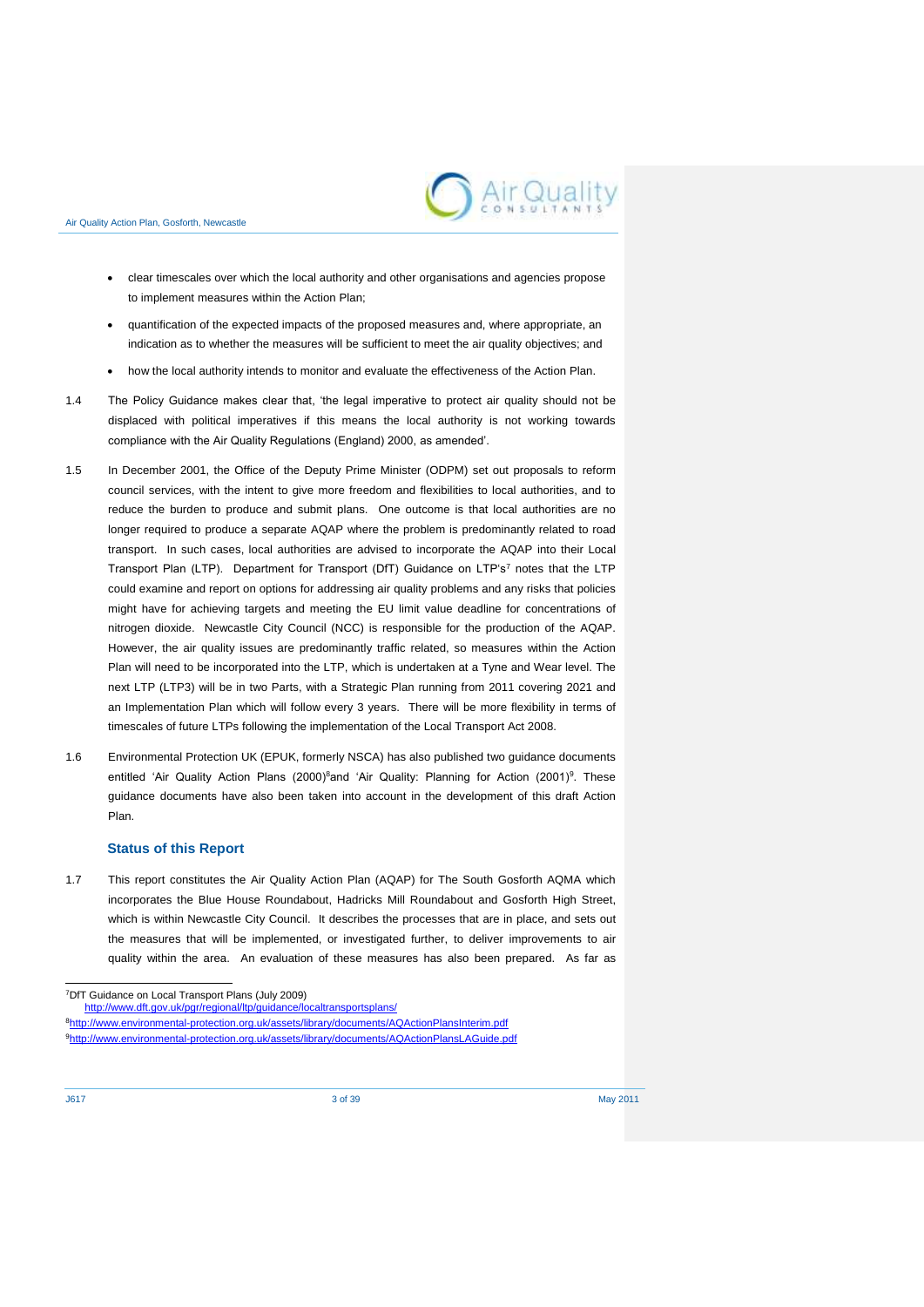- clear timescales over which the local authority and other organisations and agencies propose to implement measures within the Action Plan;
- quantification of the expected impacts of the proposed measures and, where appropriate, an indication as to whether the measures will be sufficient to meet the air quality objectives; and
- how the local authority intends to monitor and evaluate the effectiveness of the Action Plan.

1.4 The Policy Guidance makes clear that, 'the legal imperative to protect air quality should not be displaced with political imperatives if this means the local authority is not working towards compliance with the Air Quality Regulations (England) 2000, as amended'.

1.5 In December 2001, the Office of the Deputy Prime Minister (ODPM) set out proposals to reform council services, with the intent to give more freedom and flexibilities to local authorities, and to reduce the burden to produce and submit plans. One outcome is that local authorities are no longer required to produce a separate AQAP where the problem is predominantly related to road transport. In such cases, local authorities are advised to incorporate the AQAP into their Local Transport Plan (LTP). Department for Transport (DfT) Guidance on LTP's[7] notes that the LTP could examine and report on options for addressing air quality problems and any risks that policies might have for achieving targets and meeting the EU limit value deadline for concentrations of nitrogen dioxide. Newcastle City Council (NCC) is responsible for the production of the AQAP. However, the air quality issues are predominantly traffic related, so measures within the Action Plan will need to be incorporated into the LTP, which is undertaken at a Tyne and Wear level. The next LTP (LTP3) will be in two Parts, with a Strategic Plan running from 2011 covering 2021 and an Implementation Plan which will follow every 3 years. There will be more flexibility in terms of timescales of future LTPs following the implementation of the Local Transport Act 2008.

1.6 Environmental Protection UK (EPUK, formerly NSCA) has also published two guidance documents entitled 'Air Quality Action Plans (2000)[8]and 'Air Quality: Planning for Action (2001)[9]. These guidance documents have also been taken into account in the development of this draft Action Plan.

### Status of this Report

1.7 This report constitutes the Air Quality Action Plan (AQAP) for The South Gosforth AQMA which incorporates the Blue House Roundabout, Hadricks Mill Roundabout and Gosforth High Street, which is within Newcastle City Council. It describes the processes that are in place, and sets out the measures that will be implemented, or investigated further, to deliver improvements to air quality within the area. An evaluation of these measures has also been prepared. As far as

---

[7] DfT Guidance on Local Transport Plans (July 2009) http://www.dft.gov.uk/pgr/regional/ltp/guidance/localtransportsplans/

[8] http://www.environmental-protection.org.uk/assets/library/documents/AQActionPlansInterim.pdf

[9] http://www.environmental-protection.org.uk/assets/library/documents/AQActionPlansLAGuide.pdf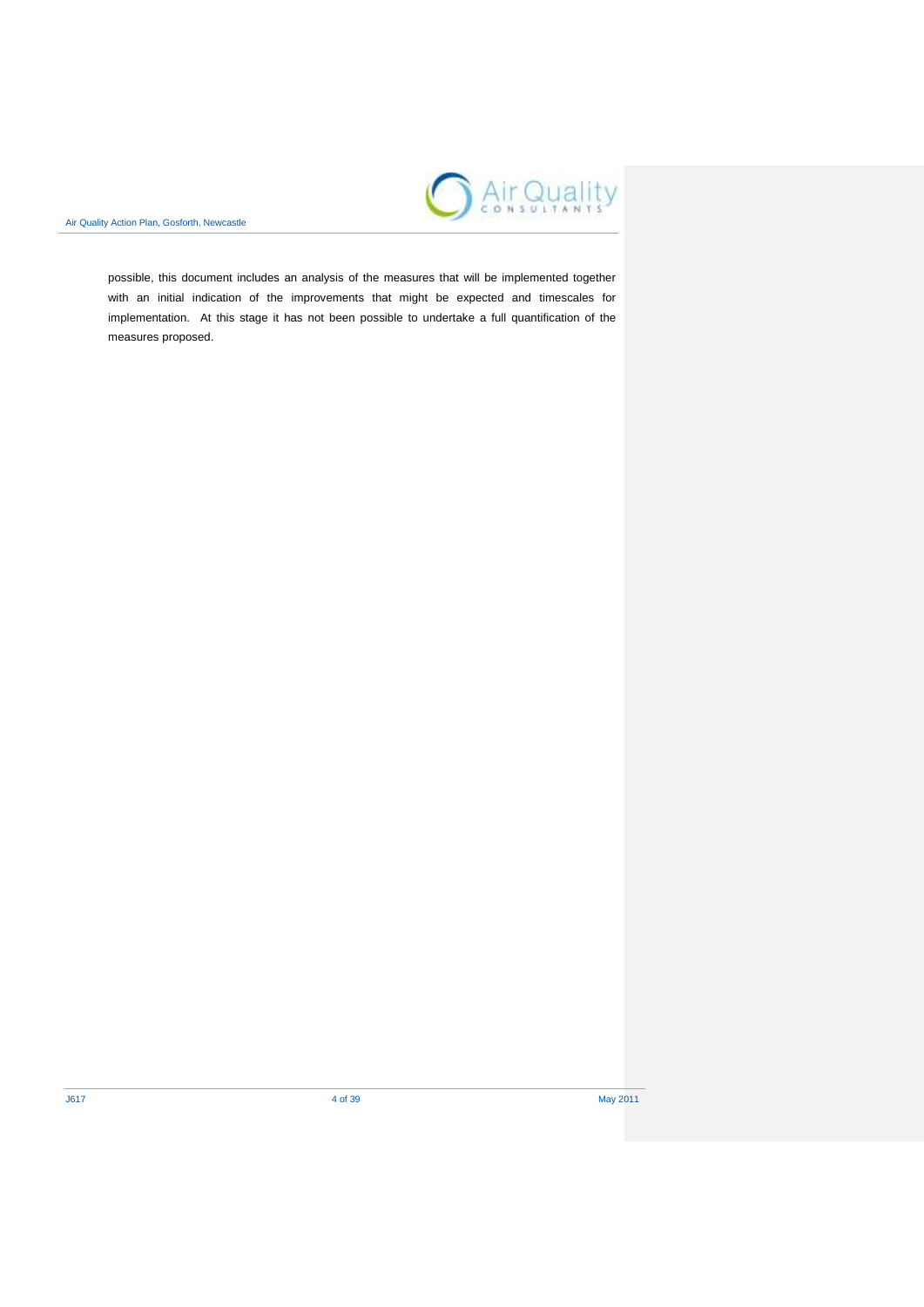possible, this document includes an analysis of the measures that will be implemented together with an initial indication of the improvements that might be expected and timescales for implementation. At this stage it has not been possible to undertake a full quantification of the measures proposed.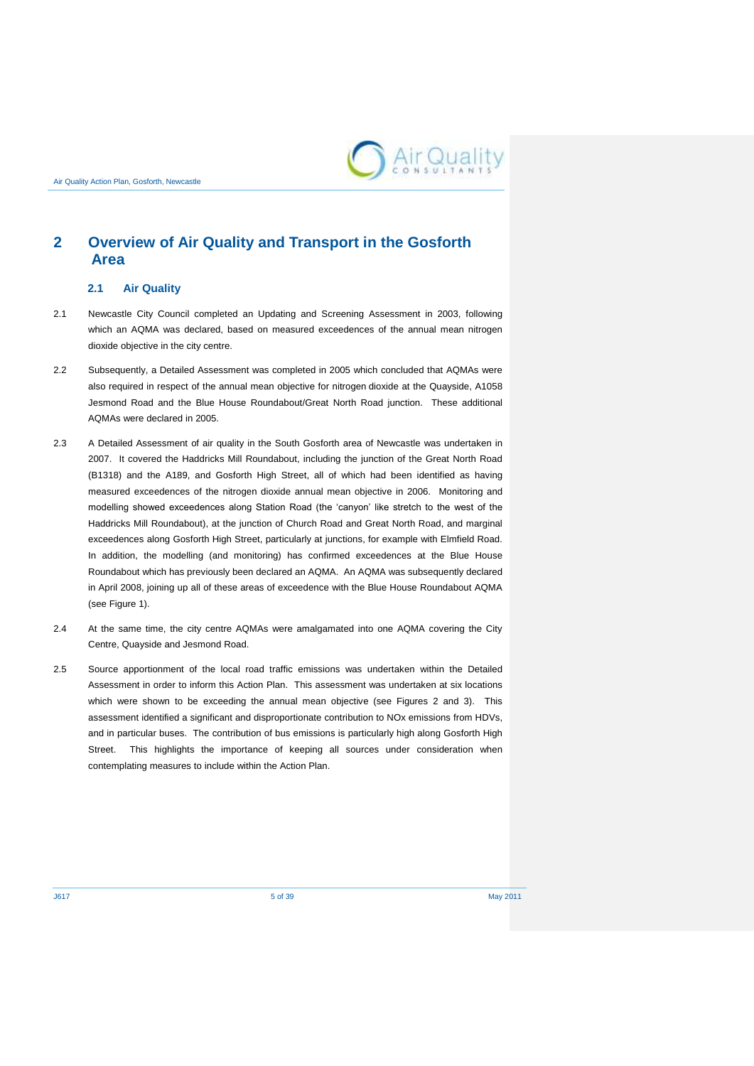# 2 Overview of Air Quality and Transport in the Gosforth Area

## 2.1 Air Quality

2.1 Newcastle City Council completed an Updating and Screening Assessment in 2003, following which an AQMA was declared, based on measured exceedences of the annual mean nitrogen dioxide objective in the city centre.

2.2 Subsequently, a Detailed Assessment was completed in 2005 which concluded that AQMAs were also required in respect of the annual mean objective for nitrogen dioxide at the Quayside, A1058 Jesmond Road and the Blue House Roundabout/Great North Road junction. These additional AQMAs were declared in 2005.

2.3 A Detailed Assessment of air quality in the South Gosforth area of Newcastle was undertaken in 2007. It covered the Haddricks Mill Roundabout, including the junction of the Great North Road (B1318) and the A189, and Gosforth High Street, all of which had been identified as having measured exceedences of the nitrogen dioxide annual mean objective in 2006. Monitoring and modelling showed exceedences along Station Road (the 'canyon' like stretch to the west of the Haddricks Mill Roundabout), at the junction of Church Road and Great North Road, and marginal exceedences along Gosforth High Street, particularly at junctions, for example with Elmfield Road. In addition, the modelling (and monitoring) has confirmed exceedences at the Blue House Roundabout which has previously been declared an AQMA. An AQMA was subsequently declared in April 2008, joining up all of these areas of exceedence with the Blue House Roundabout AQMA (see Figure 1).

2.4 At the same time, the city centre AQMAs were amalgamated into one AQMA covering the City Centre, Quayside and Jesmond Road.

2.5 Source apportionment of the local road traffic emissions was undertaken within the Detailed Assessment in order to inform this Action Plan. This assessment was undertaken at six locations which were shown to be exceeding the annual mean objective (see Figures 2 and 3). This assessment identified a significant and disproportionate contribution to NOx emissions from HDVs, and in particular buses. The contribution of bus emissions is particularly high along Gosforth High Street. This highlights the importance of keeping all sources under consideration when contemplating measures to include within the Action Plan.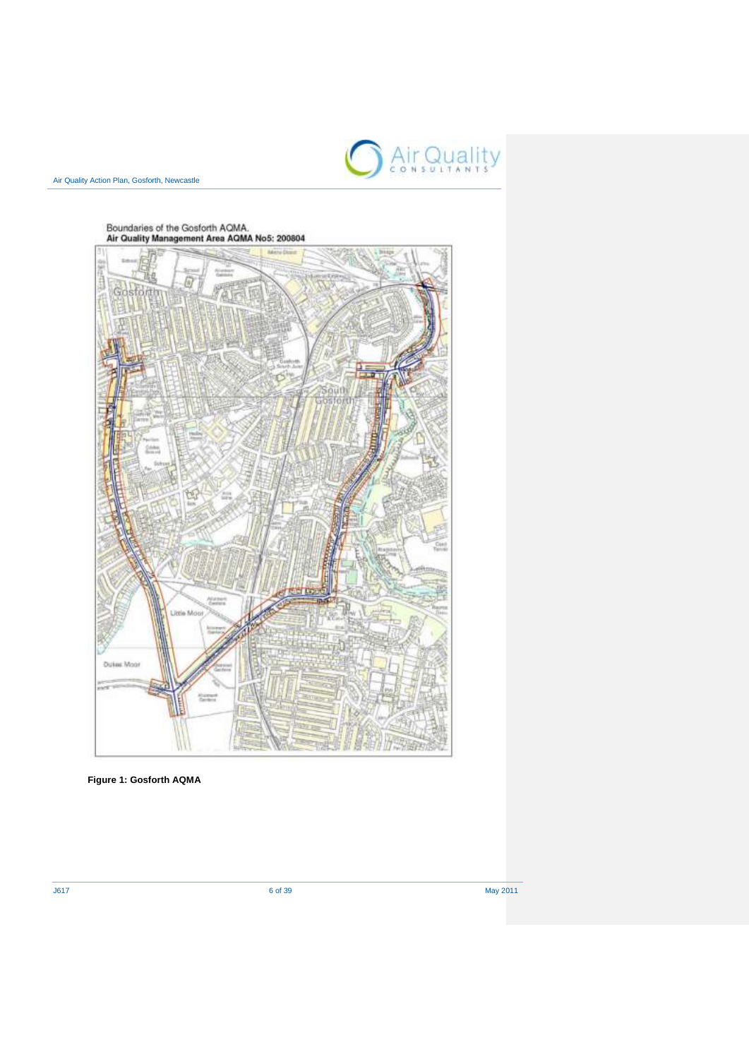Boundaries of the Gosforth AQMA.
**Air Quality Management Area AQMA No5: 200804**

**Figure 1: Gosforth AQMA**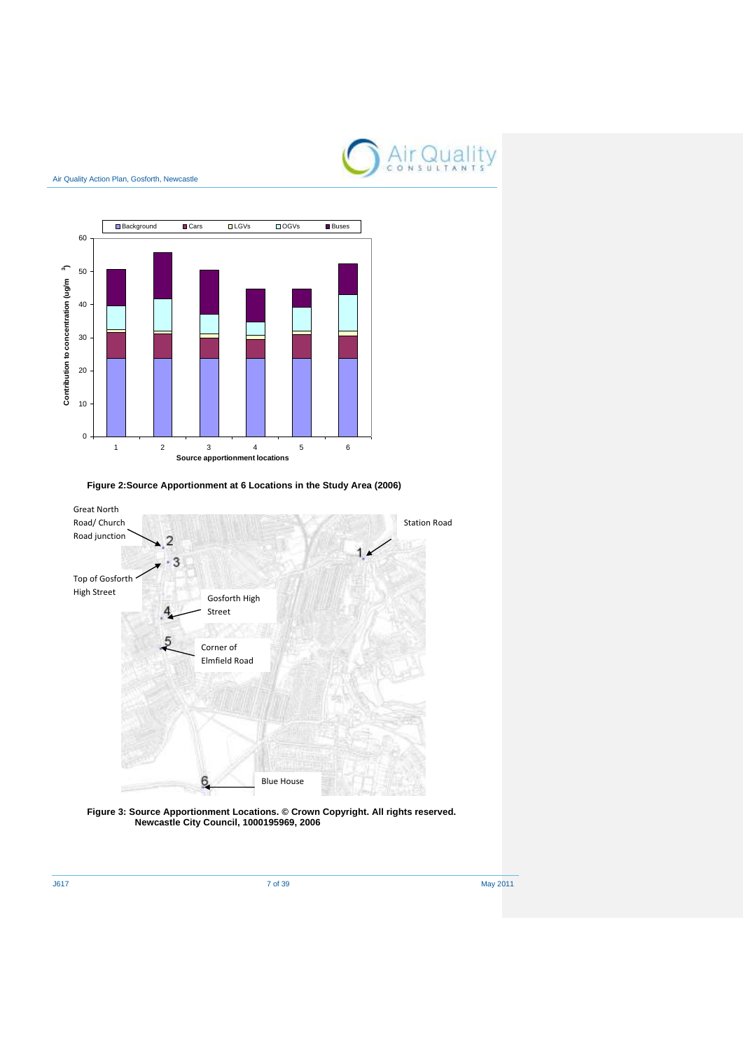**Figure 2:Source Apportionment at 6 Locations in the Study Area (2006)**

**Figure 3: Source Apportionment Locations. © Crown Copyright. All rights reserved. Newcastle City Council, 1000195969, 2006**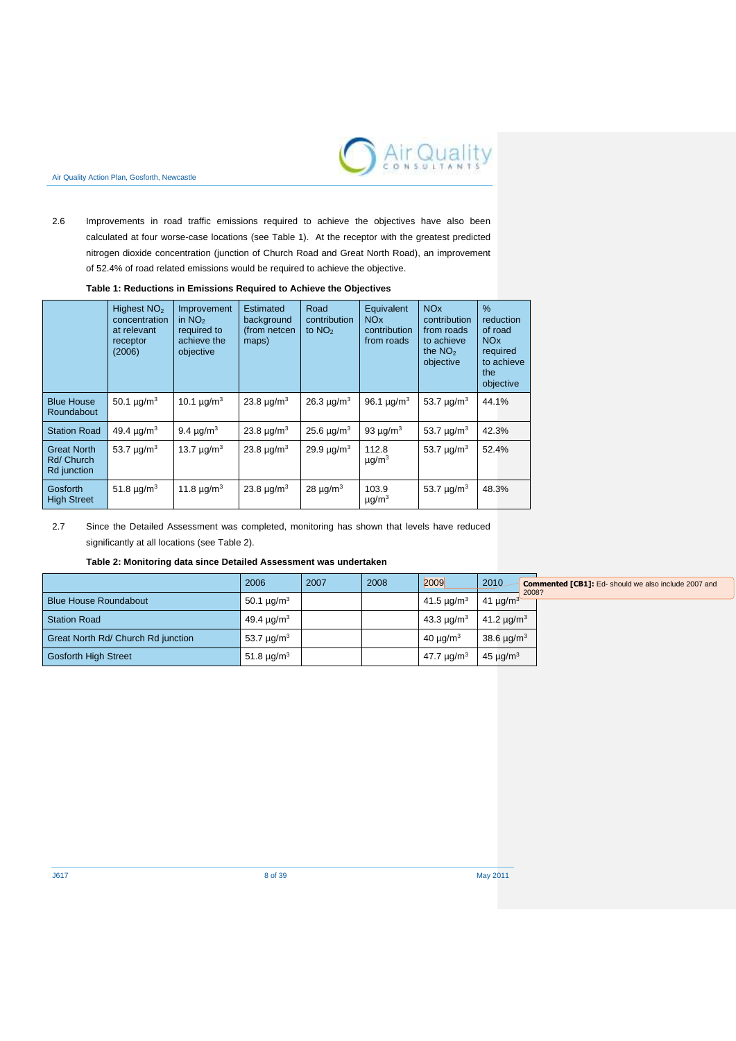2.6 Improvements in road traffic emissions required to achieve the objectives have also been calculated at four worse-case locations (see Table 1). At the receptor with the greatest predicted nitrogen dioxide concentration (junction of Church Road and Great North Road), an improvement of 52.4% of road related emissions would be required to achieve the objective.

**Table 1: Reductions in Emissions Required to Achieve the Objectives**

| | Highest $NO_2$ concentration at relevant receptor (2006) | Improvement in $NO_2$ required to achieve the objective | Estimated background (from netcen maps) | Road contribution to $NO_2$ | Equivalent NOx contribution from roads | NOx contribution from roads to achieve the $NO_2$ objective | % reduction of road NOx required to achieve the objective |
|---|---|---|---|---|---|---|---|
| Blue House Roundabout | 50.1 µg/m$^3$ | 10.1 µg/m$^3$ | 23.8 µg/m$^3$ | 26.3 µg/m$^3$ | 96.1 µg/m$^3$ | 53.7 µg/m$^3$ | 44.1% |
| Station Road | 49.4 µg/m$^3$ | 9.4 µg/m$^3$ | 23.8 µg/m$^3$ | 25.6 µg/m$^3$ | 93 µg/m$^3$ | 53.7 µg/m$^3$ | 42.3% |
| Great North Rd/ Church Rd junction | 53.7 µg/m$^3$ | 13.7 µg/m$^3$ | 23.8 µg/m$^3$ | 29.9 µg/m$^3$ | 112.8 µg/m$^3$ | 53.7 µg/m$^3$ | 52.4% |
| Gosforth High Street | 51.8 µg/m$^3$ | 11.8 µg/m$^3$ | 23.8 µg/m$^3$ | 28 µg/m$^3$ | 103.9 µg/m$^3$ | 53.7 µg/m$^3$ | 48.3% |

2.7 Since the Detailed Assessment was completed, monitoring has shown that levels have reduced significantly at all locations (see Table 2).

**Table 2: Monitoring data since Detailed Assessment was undertaken**

| | 2006 | 2007 | 2008 | 2009 | 2010 |
|---|---|---|---|---|---|
| Blue House Roundabout | 50.1 µg/m$^3$ | | | 41.5 µg/m$^3$ | 41 µg/m$^3$ |
| Station Road | 49.4 µg/m$^3$ | | | 43.3 µg/m$^3$ | 41.2 µg/m$^3$ |
| Great North Rd/ Church Rd junction | 53.7 µg/m$^3$ | | | 40 µg/m$^3$ | 38.6 µg/m$^3$ |
| Gosforth High Street | 51.8 µg/m$^3$ | | | 47.7 µg/m$^3$ | 45 µg/m$^3$ |

**Commented [CB1]:** Ed- should we also include 2007 and 2008?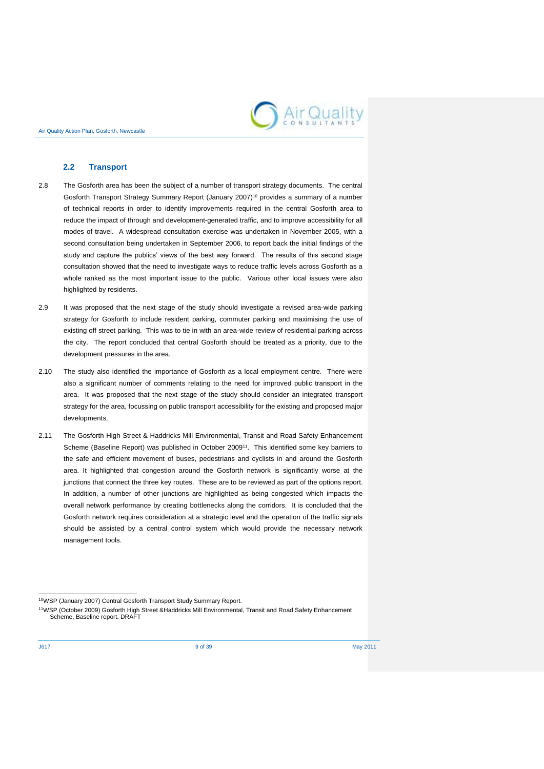### 2.2 Transport

2.8 The Gosforth area has been the subject of a number of transport strategy documents. The central Gosforth Transport Strategy Summary Report (January 2007)[10] provides a summary of a number of technical reports in order to identify improvements required in the central Gosforth area to reduce the impact of through and development-generated traffic, and to improve accessibility for all modes of travel. A widespread consultation exercise was undertaken in November 2005, with a second consultation being undertaken in September 2006, to report back the initial findings of the study and capture the publics' views of the best way forward. The results of this second stage consultation showed that the need to investigate ways to reduce traffic levels across Gosforth as a whole ranked as the most important issue to the public. Various other local issues were also highlighted by residents.

2.9 It was proposed that the next stage of the study should investigate a revised area-wide parking strategy for Gosforth to include resident parking, commuter parking and maximising the use of existing off street parking. This was to tie in with an area-wide review of residential parking across the city. The report concluded that central Gosforth should be treated as a priority, due to the development pressures in the area.

2.10 The study also identified the importance of Gosforth as a local employment centre. There were also a significant number of comments relating to the need for improved public transport in the area. It was proposed that the next stage of the study should consider an integrated transport strategy for the area, focussing on public transport accessibility for the existing and proposed major developments.

2.11 The Gosforth High Street & Haddricks Mill Environmental, Transit and Road Safety Enhancement Scheme (Baseline Report) was published in October 2009[11]. This identified some key barriers to the safe and efficient movement of buses, pedestrians and cyclists in and around the Gosforth area. It highlighted that congestion around the Gosforth network is significantly worse at the junctions that connect the three key routes. These are to be reviewed as part of the options report. In addition, a number of other junctions are highlighted as being congested which impacts the overall network performance by creating bottlenecks along the corridors. It is concluded that the Gosforth network requires consideration at a strategic level and the operation of the traffic signals should be assisted by a central control system which would provide the necessary network management tools.

---

[10] WSP (January 2007) Central Gosforth Transport Study Summary Report.

[11] WSP (October 2009) Gosforth High Street &Haddricks Mill Environmental, Transit and Road Safety Enhancement Scheme, Baseline report. DRAFT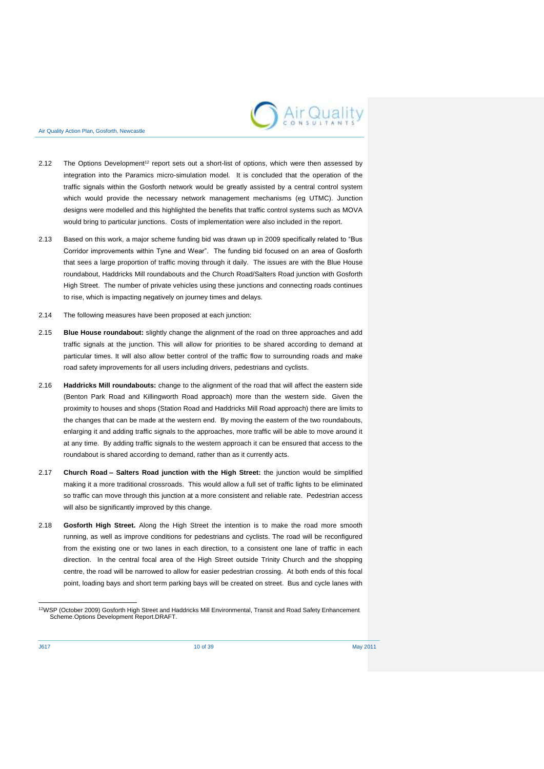2.12 The Options Development[12] report sets out a short-list of options, which were then assessed by integration into the Paramics micro-simulation model. It is concluded that the operation of the traffic signals within the Gosforth network would be greatly assisted by a central control system which would provide the necessary network management mechanisms (eg UTMC). Junction designs were modelled and this highlighted the benefits that traffic control systems such as MOVA would bring to particular junctions. Costs of implementation were also included in the report.

2.13 Based on this work, a major scheme funding bid was drawn up in 2009 specifically related to "Bus Corridor improvements within Tyne and Wear". The funding bid focused on an area of Gosforth that sees a large proportion of traffic moving through it daily. The issues are with the Blue House roundabout, Haddricks Mill roundabouts and the Church Road/Salters Road junction with Gosforth High Street. The number of private vehicles using these junctions and connecting roads continues to rise, which is impacting negatively on journey times and delays.

2.14 The following measures have been proposed at each junction:

2.15 **Blue House roundabout:** slightly change the alignment of the road on three approaches and add traffic signals at the junction. This will allow for priorities to be shared according to demand at particular times. It will also allow better control of the traffic flow to surrounding roads and make road safety improvements for all users including drivers, pedestrians and cyclists.

2.16 **Haddricks Mill roundabouts:** change to the alignment of the road that will affect the eastern side (Benton Park Road and Killingworth Road approach) more than the western side. Given the proximity to houses and shops (Station Road and Haddricks Mill Road approach) there are limits to the changes that can be made at the western end. By moving the eastern of the two roundabouts, enlarging it and adding traffic signals to the approaches, more traffic will be able to move around it at any time. By adding traffic signals to the western approach it can be ensured that access to the roundabout is shared according to demand, rather than as it currently acts.

2.17 **Church Road – Salters Road junction with the High Street:** the junction would be simplified making it a more traditional crossroads. This would allow a full set of traffic lights to be eliminated so traffic can move through this junction at a more consistent and reliable rate. Pedestrian access will also be significantly improved by this change.

2.18 **Gosforth High Street.** Along the High Street the intention is to make the road more smooth running, as well as improve conditions for pedestrians and cyclists. The road will be reconfigured from the existing one or two lanes in each direction, to a consistent one lane of traffic in each direction. In the central focal area of the High Street outside Trinity Church and the shopping centre, the road will be narrowed to allow for easier pedestrian crossing. At both ends of this focal point, loading bays and short term parking bays will be created on street. Bus and cycle lanes with

---

[12] WSP (October 2009) Gosforth High Street and Haddricks Mill Environmental, Transit and Road Safety Enhancement Scheme.Options Development Report.DRAFT.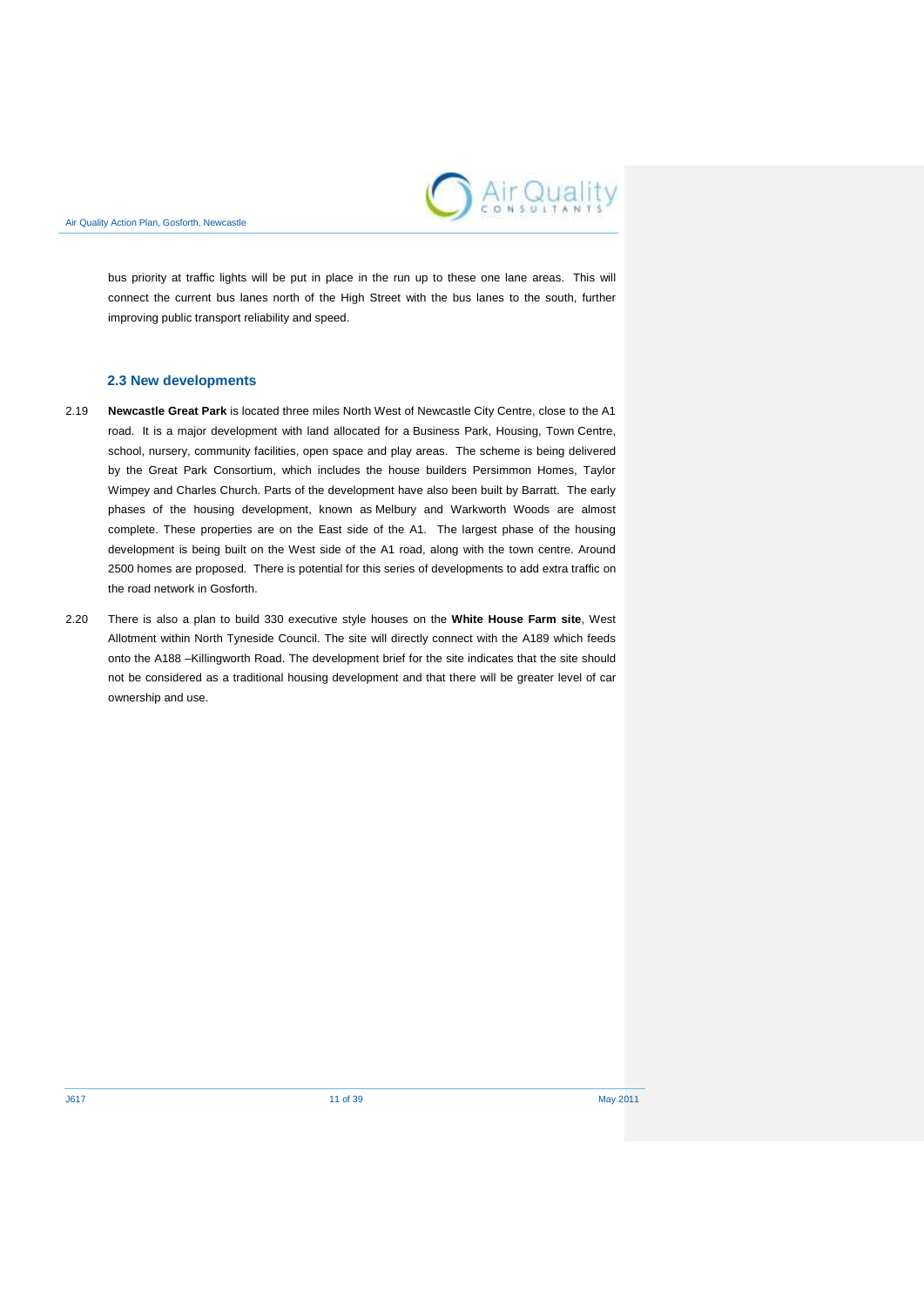bus priority at traffic lights will be put in place in the run up to these one lane areas. This will connect the current bus lanes north of the High Street with the bus lanes to the south, further improving public transport reliability and speed.

### 2.3 New developments

2.19 **Newcastle Great Park** is located three miles North West of Newcastle City Centre, close to the A1 road. It is a major development with land allocated for a Business Park, Housing, Town Centre, school, nursery, community facilities, open space and play areas. The scheme is being delivered by the Great Park Consortium, which includes the house builders Persimmon Homes, Taylor Wimpey and Charles Church. Parts of the development have also been built by Barratt. The early phases of the housing development, known as Melbury and Warkworth Woods are almost complete. These properties are on the East side of the A1. The largest phase of the housing development is being built on the West side of the A1 road, along with the town centre. Around 2500 homes are proposed. There is potential for this series of developments to add extra traffic on the road network in Gosforth.

2.20 There is also a plan to build 330 executive style houses on the **White House Farm site**, West Allotment within North Tyneside Council. The site will directly connect with the A189 which feeds onto the A188 –Killingworth Road. The development brief for the site indicates that the site should not be considered as a traditional housing development and that there will be greater level of car ownership and use.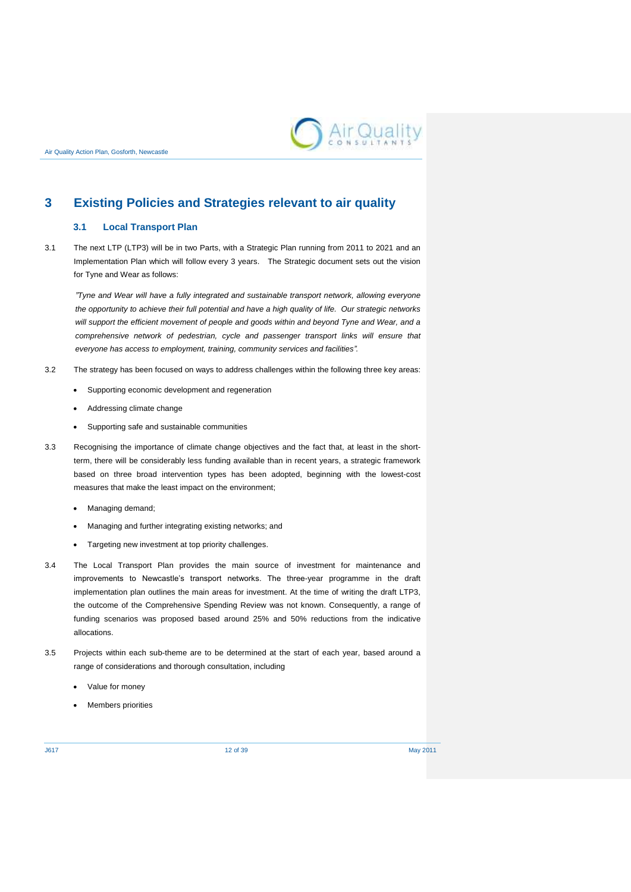# 3 Existing Policies and Strategies relevant to air quality

## 3.1 Local Transport Plan

3.1 The next LTP (LTP3) will be in two Parts, with a Strategic Plan running from 2011 to 2021 and an Implementation Plan which will follow every 3 years. The Strategic document sets out the vision for Tyne and Wear as follows:

*"Tyne and Wear will have a fully integrated and sustainable transport network, allowing everyone the opportunity to achieve their full potential and have a high quality of life. Our strategic networks will support the efficient movement of people and goods within and beyond Tyne and Wear, and a comprehensive network of pedestrian, cycle and passenger transport links will ensure that everyone has access to employment, training, community services and facilities".*

3.2 The strategy has been focused on ways to address challenges within the following three key areas:

- Supporting economic development and regeneration
- Addressing climate change
- Supporting safe and sustainable communities

3.3 Recognising the importance of climate change objectives and the fact that, at least in the short-term, there will be considerably less funding available than in recent years, a strategic framework based on three broad intervention types has been adopted, beginning with the lowest-cost measures that make the least impact on the environment;

- Managing demand;
- Managing and further integrating existing networks; and
- Targeting new investment at top priority challenges.

3.4 The Local Transport Plan provides the main source of investment for maintenance and improvements to Newcastle's transport networks. The three-year programme in the draft implementation plan outlines the main areas for investment. At the time of writing the draft LTP3, the outcome of the Comprehensive Spending Review was not known. Consequently, a range of funding scenarios was proposed based around 25% and 50% reductions from the indicative allocations.

3.5 Projects within each sub-theme are to be determined at the start of each year, based around a range of considerations and thorough consultation, including

- Value for money
- Members priorities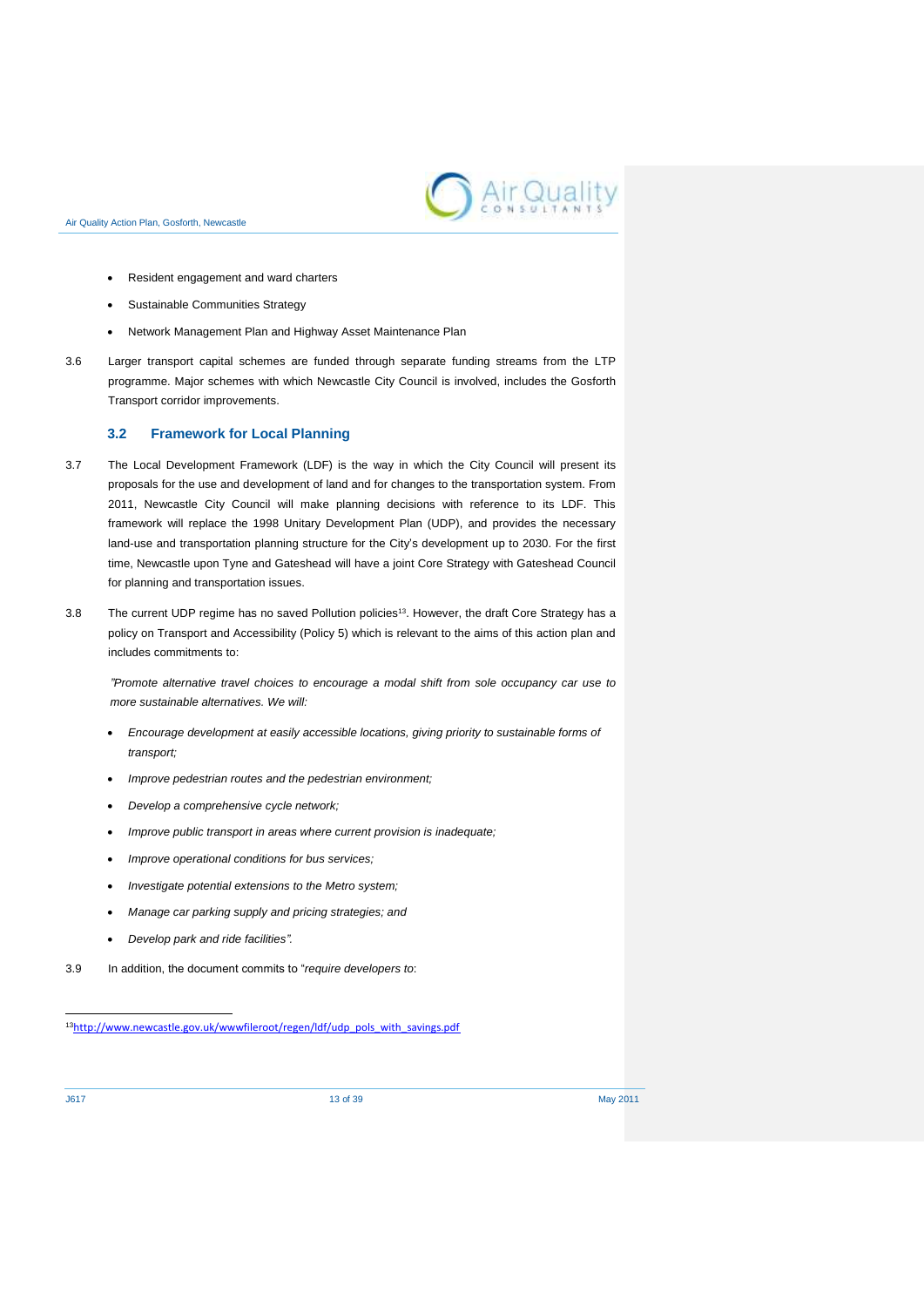- Resident engagement and ward charters
- Sustainable Communities Strategy
- Network Management Plan and Highway Asset Maintenance Plan

3.6 Larger transport capital schemes are funded through separate funding streams from the LTP programme. Major schemes with which Newcastle City Council is involved, includes the Gosforth Transport corridor improvements.

### 3.2 Framework for Local Planning

3.7 The Local Development Framework (LDF) is the way in which the City Council will present its proposals for the use and development of land and for changes to the transportation system. From 2011, Newcastle City Council will make planning decisions with reference to its LDF. This framework will replace the 1998 Unitary Development Plan (UDP), and provides the necessary land-use and transportation planning structure for the City's development up to 2030. For the first time, Newcastle upon Tyne and Gateshead will have a joint Core Strategy with Gateshead Council for planning and transportation issues.

3.8 The current UDP regime has no saved Pollution policies[13]. However, the draft Core Strategy has a policy on Transport and Accessibility (Policy 5) which is relevant to the aims of this action plan and includes commitments to:

*"Promote alternative travel choices to encourage a modal shift from sole occupancy car use to more sustainable alternatives. We will:*

- *Encourage development at easily accessible locations, giving priority to sustainable forms of transport;*
- *Improve pedestrian routes and the pedestrian environment;*
- *Develop a comprehensive cycle network;*
- *Improve public transport in areas where current provision is inadequate;*
- *Improve operational conditions for bus services;*
- *Investigate potential extensions to the Metro system;*
- *Manage car parking supply and pricing strategies; and*
- *Develop park and ride facilities".*

3.9 In addition, the document commits to "*require developers to*:

[13] http://www.newcastle.gov.uk/wwwfileroot/regen/ldf/udp_pols_with_savings.pdf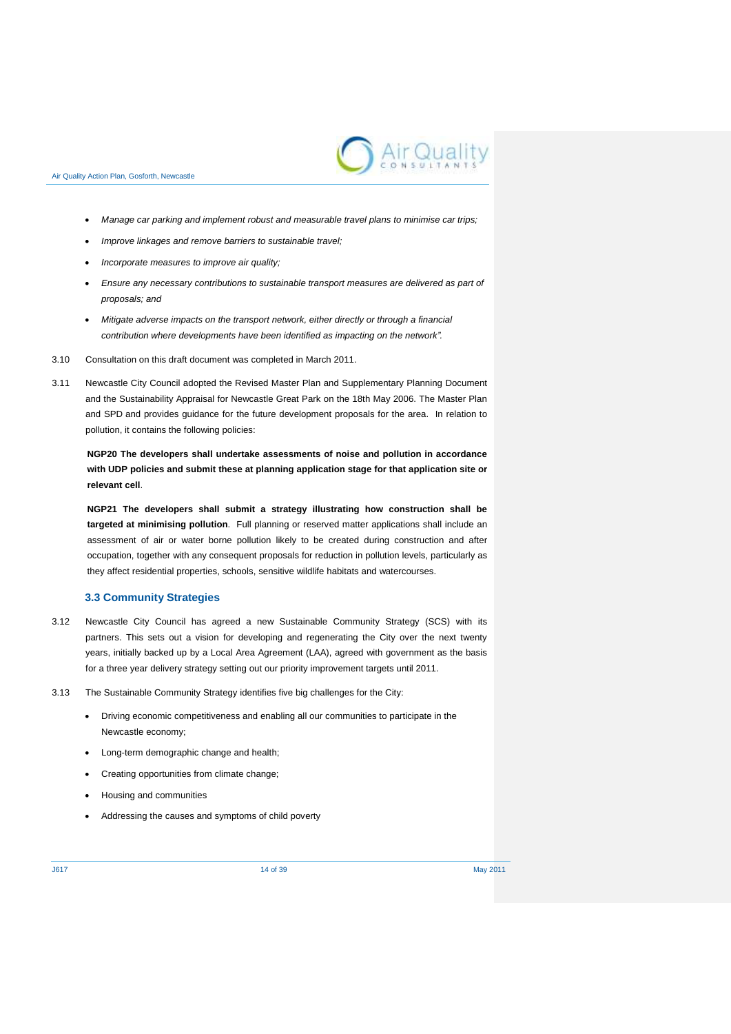- *Manage car parking and implement robust and measurable travel plans to minimise car trips;*
- *Improve linkages and remove barriers to sustainable travel;*
- *Incorporate measures to improve air quality;*
- *Ensure any necessary contributions to sustainable transport measures are delivered as part of proposals; and*
- *Mitigate adverse impacts on the transport network, either directly or through a financial contribution where developments have been identified as impacting on the network".*

3.10 Consultation on this draft document was completed in March 2011.

3.11 Newcastle City Council adopted the Revised Master Plan and Supplementary Planning Document and the Sustainability Appraisal for Newcastle Great Park on the 18th May 2006. The Master Plan and SPD and provides guidance for the future development proposals for the area. In relation to pollution, it contains the following policies:

**NGP20 The developers shall undertake assessments of noise and pollution in accordance with UDP policies and submit these at planning application stage for that application site or relevant cell**.

**NGP21 The developers shall submit a strategy illustrating how construction shall be targeted at minimising pollution**. Full planning or reserved matter applications shall include an assessment of air or water borne pollution likely to be created during construction and after occupation, together with any consequent proposals for reduction in pollution levels, particularly as they affect residential properties, schools, sensitive wildlife habitats and watercourses.

### 3.3 Community Strategies

3.12 Newcastle City Council has agreed a new Sustainable Community Strategy (SCS) with its partners. This sets out a vision for developing and regenerating the City over the next twenty years, initially backed up by a Local Area Agreement (LAA), agreed with government as the basis for a three year delivery strategy setting out our priority improvement targets until 2011.

3.13 The Sustainable Community Strategy identifies five big challenges for the City:

- Driving economic competitiveness and enabling all our communities to participate in the Newcastle economy;
- Long-term demographic change and health;
- Creating opportunities from climate change;
- Housing and communities
- Addressing the causes and symptoms of child poverty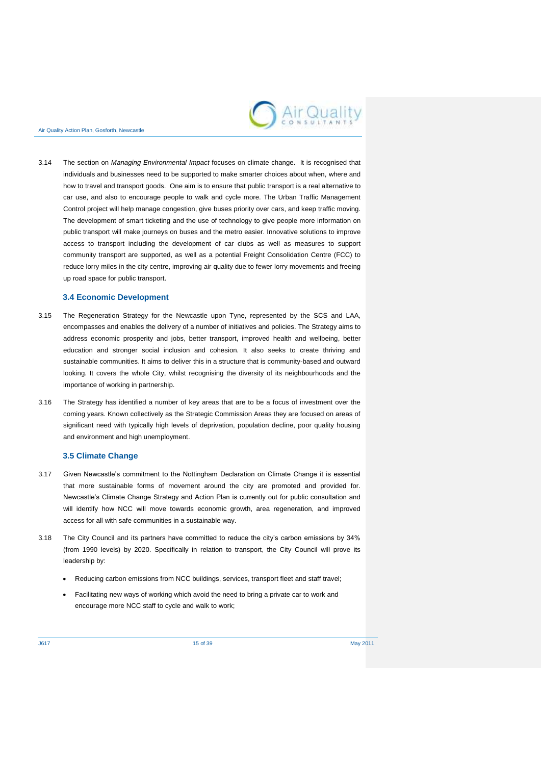3.14 The section on *Managing Environmental Impact* focuses on climate change. It is recognised that individuals and businesses need to be supported to make smarter choices about when, where and how to travel and transport goods. One aim is to ensure that public transport is a real alternative to car use, and also to encourage people to walk and cycle more. The Urban Traffic Management Control project will help manage congestion, give buses priority over cars, and keep traffic moving. The development of smart ticketing and the use of technology to give people more information on public transport will make journeys on buses and the metro easier. Innovative solutions to improve access to transport including the development of car clubs as well as measures to support community transport are supported, as well as a potential Freight Consolidation Centre (FCC) to reduce lorry miles in the city centre, improving air quality due to fewer lorry movements and freeing up road space for public transport.

### 3.4 Economic Development

3.15 The Regeneration Strategy for the Newcastle upon Tyne, represented by the SCS and LAA, encompasses and enables the delivery of a number of initiatives and policies. The Strategy aims to address economic prosperity and jobs, better transport, improved health and wellbeing, better education and stronger social inclusion and cohesion. It also seeks to create thriving and sustainable communities. It aims to deliver this in a structure that is community-based and outward looking. It covers the whole City, whilst recognising the diversity of its neighbourhoods and the importance of working in partnership.

3.16 The Strategy has identified a number of key areas that are to be a focus of investment over the coming years. Known collectively as the Strategic Commission Areas they are focused on areas of significant need with typically high levels of deprivation, population decline, poor quality housing and environment and high unemployment.

### 3.5 Climate Change

3.17 Given Newcastle's commitment to the Nottingham Declaration on Climate Change it is essential that more sustainable forms of movement around the city are promoted and provided for. Newcastle's Climate Change Strategy and Action Plan is currently out for public consultation and will identify how NCC will move towards economic growth, area regeneration, and improved access for all with safe communities in a sustainable way.

3.18 The City Council and its partners have committed to reduce the city's carbon emissions by 34% (from 1990 levels) by 2020. Specifically in relation to transport, the City Council will prove its leadership by:

- Reducing carbon emissions from NCC buildings, services, transport fleet and staff travel;
- Facilitating new ways of working which avoid the need to bring a private car to work and encourage more NCC staff to cycle and walk to work;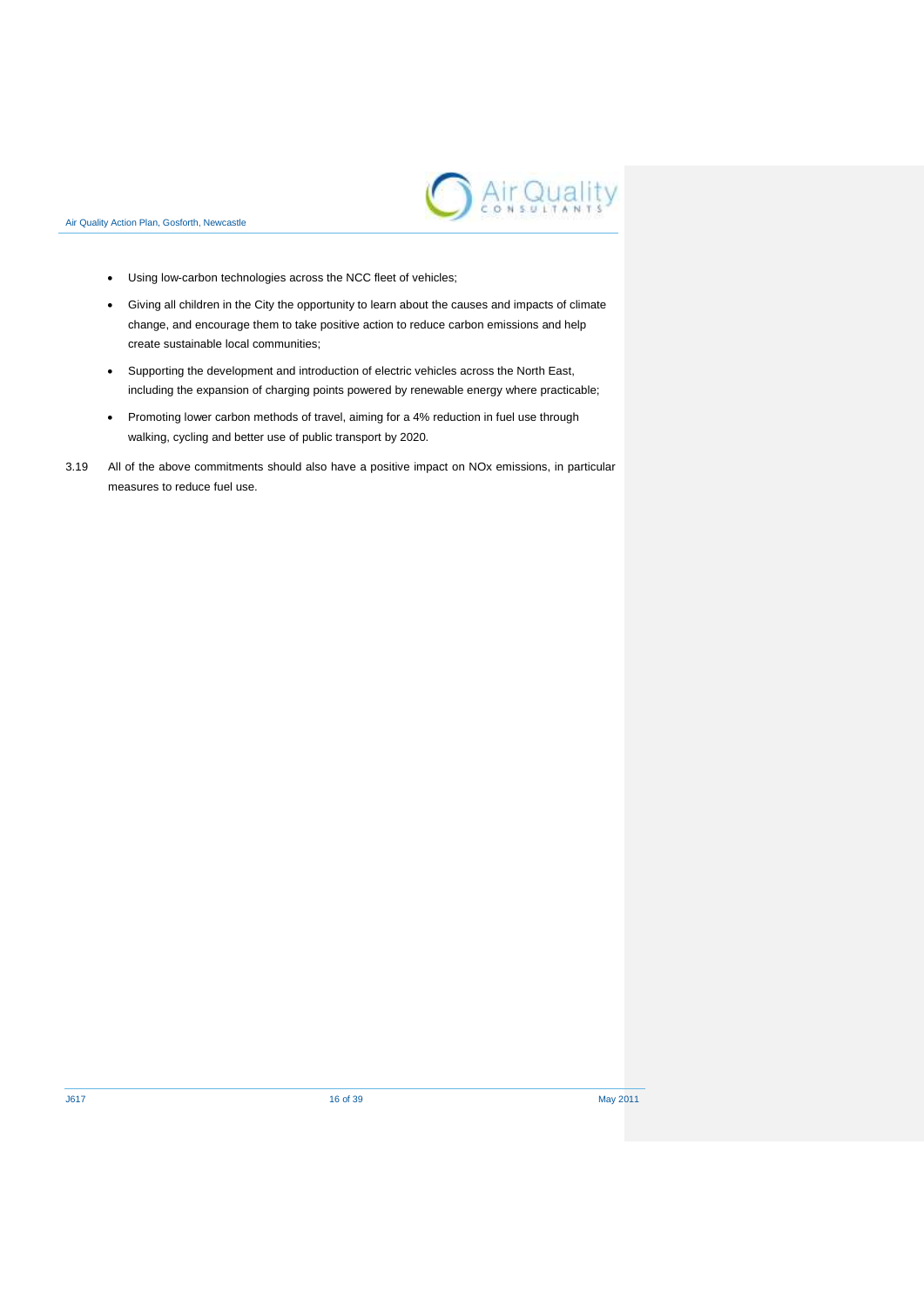- Using low-carbon technologies across the NCC fleet of vehicles;
- Giving all children in the City the opportunity to learn about the causes and impacts of climate change, and encourage them to take positive action to reduce carbon emissions and help create sustainable local communities;
- Supporting the development and introduction of electric vehicles across the North East, including the expansion of charging points powered by renewable energy where practicable;
- Promoting lower carbon methods of travel, aiming for a 4% reduction in fuel use through walking, cycling and better use of public transport by 2020.

3.19 All of the above commitments should also have a positive impact on NOx emissions, in particular measures to reduce fuel use.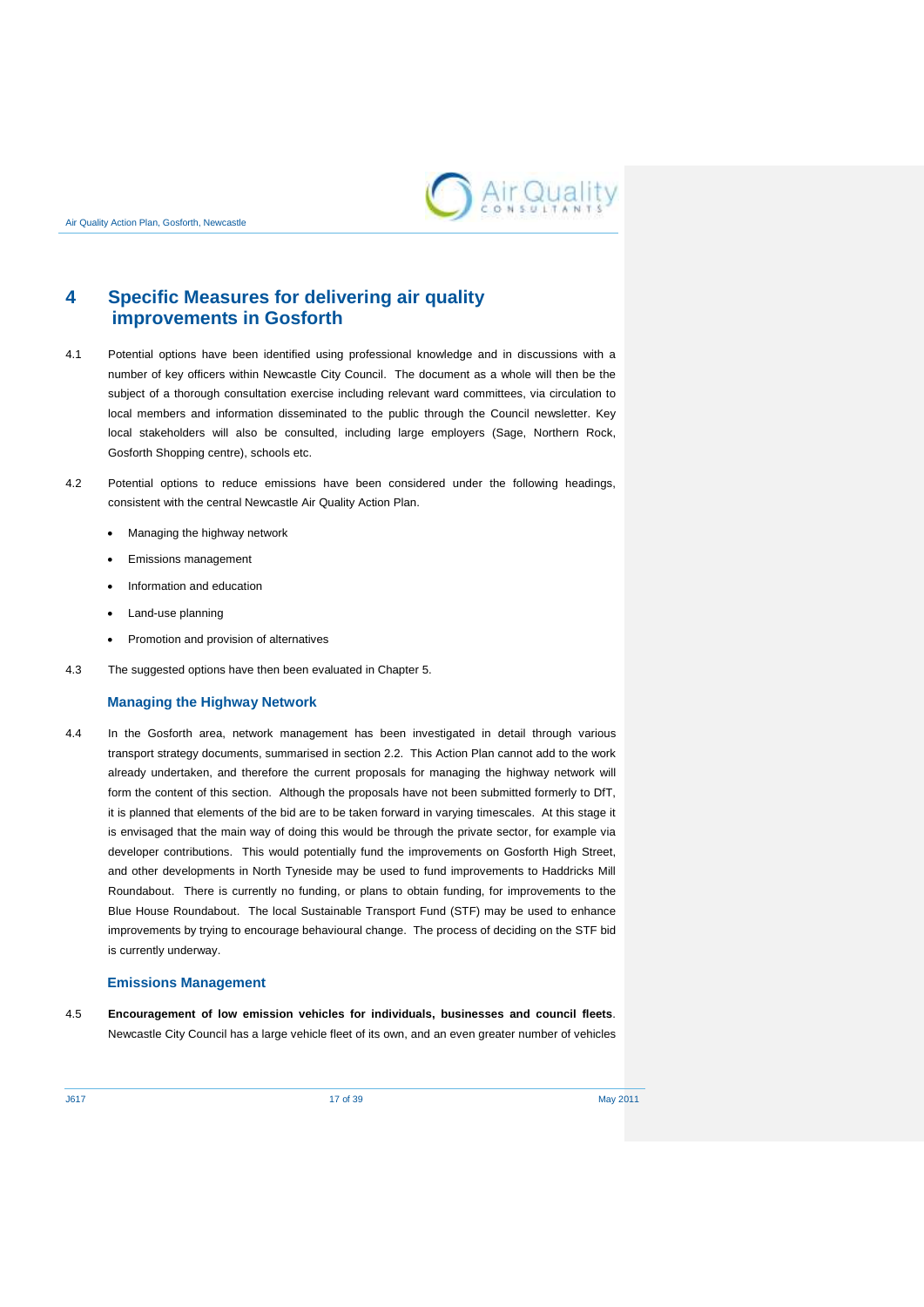# 4 Specific Measures for delivering air quality improvements in Gosforth

4.1 Potential options have been identified using professional knowledge and in discussions with a number of key officers within Newcastle City Council. The document as a whole will then be the subject of a thorough consultation exercise including relevant ward committees, via circulation to local members and information disseminated to the public through the Council newsletter. Key local stakeholders will also be consulted, including large employers (Sage, Northern Rock, Gosforth Shopping centre), schools etc.

4.2 Potential options to reduce emissions have been considered under the following headings, consistent with the central Newcastle Air Quality Action Plan.

- Managing the highway network
- Emissions management
- Information and education
- Land-use planning
- Promotion and provision of alternatives

4.3 The suggested options have then been evaluated in Chapter 5.

### Managing the Highway Network

4.4 In the Gosforth area, network management has been investigated in detail through various transport strategy documents, summarised in section 2.2. This Action Plan cannot add to the work already undertaken, and therefore the current proposals for managing the highway network will form the content of this section. Although the proposals have not been submitted formerly to DfT, it is planned that elements of the bid are to be taken forward in varying timescales. At this stage it is envisaged that the main way of doing this would be through the private sector, for example via developer contributions. This would potentially fund the improvements on Gosforth High Street, and other developments in North Tyneside may be used to fund improvements to Haddricks Mill Roundabout. There is currently no funding, or plans to obtain funding, for improvements to the Blue House Roundabout. The local Sustainable Transport Fund (STF) may be used to enhance improvements by trying to encourage behavioural change. The process of deciding on the STF bid is currently underway.

### Emissions Management

4.5 **Encouragement of low emission vehicles for individuals, businesses and council fleets**. Newcastle City Council has a large vehicle fleet of its own, and an even greater number of vehicles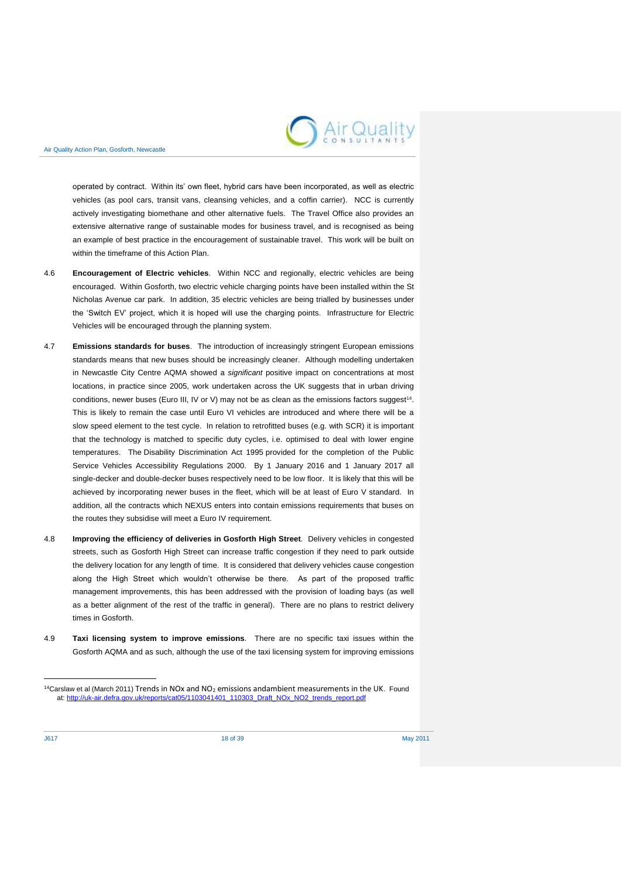operated by contract. Within its' own fleet, hybrid cars have been incorporated, as well as electric vehicles (as pool cars, transit vans, cleansing vehicles, and a coffin carrier). NCC is currently actively investigating biomethane and other alternative fuels. The Travel Office also provides an extensive alternative range of sustainable modes for business travel, and is recognised as being an example of best practice in the encouragement of sustainable travel. This work will be built on within the timeframe of this Action Plan.

4.6 **Encouragement of Electric vehicles**. Within NCC and regionally, electric vehicles are being encouraged. Within Gosforth, two electric vehicle charging points have been installed within the St Nicholas Avenue car park. In addition, 35 electric vehicles are being trialled by businesses under the 'Switch EV' project, which it is hoped will use the charging points. Infrastructure for Electric Vehicles will be encouraged through the planning system.

4.7 **Emissions standards for buses**. The introduction of increasingly stringent European emissions standards means that new buses should be increasingly cleaner. Although modelling undertaken in Newcastle City Centre AQMA showed a *significant* positive impact on concentrations at most locations, in practice since 2005, work undertaken across the UK suggests that in urban driving conditions, newer buses (Euro III, IV or V) may not be as clean as the emissions factors suggest[14]. This is likely to remain the case until Euro VI vehicles are introduced and where there will be a slow speed element to the test cycle. In relation to retrofitted buses (e.g. with SCR) it is important that the technology is matched to specific duty cycles, i.e. optimised to deal with lower engine temperatures. The Disability Discrimination Act 1995 provided for the completion of the Public Service Vehicles Accessibility Regulations 2000. By 1 January 2016 and 1 January 2017 all single-decker and double-decker buses respectively need to be low floor. It is likely that this will be achieved by incorporating newer buses in the fleet, which will be at least of Euro V standard. In addition, all the contracts which NEXUS enters into contain emissions requirements that buses on the routes they subsidise will meet a Euro IV requirement.

4.8 **Improving the efficiency of deliveries in Gosforth High Street**. Delivery vehicles in congested streets, such as Gosforth High Street can increase traffic congestion if they need to park outside the delivery location for any length of time. It is considered that delivery vehicles cause congestion along the High Street which wouldn't otherwise be there. As part of the proposed traffic management improvements, this has been addressed with the provision of loading bays (as well as a better alignment of the rest of the traffic in general). There are no plans to restrict delivery times in Gosforth.

4.9 **Taxi licensing system to improve emissions**. There are no specific taxi issues within the Gosforth AQMA and as such, although the use of the taxi licensing system for improving emissions

---

[14] Carslaw et al (March 2011) Trends in NOx and $NO_2$ emissions andambient measurements in the UK. Found at: http://uk-air.defra.gov.uk/reports/cat05/1103041401_110303_Draft_NOx_NO2_trends_report.pdf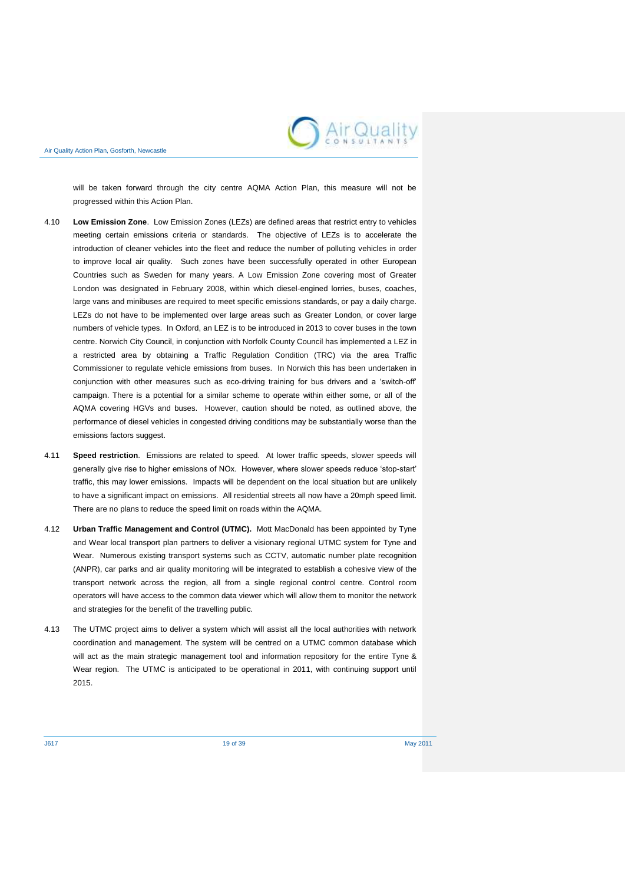will be taken forward through the city centre AQMA Action Plan, this measure will not be progressed within this Action Plan.

4.10 **Low Emission Zone**. Low Emission Zones (LEZs) are defined areas that restrict entry to vehicles meeting certain emissions criteria or standards. The objective of LEZs is to accelerate the introduction of cleaner vehicles into the fleet and reduce the number of polluting vehicles in order to improve local air quality. Such zones have been successfully operated in other European Countries such as Sweden for many years. A Low Emission Zone covering most of Greater London was designated in February 2008, within which diesel-engined lorries, buses, coaches, large vans and minibuses are required to meet specific emissions standards, or pay a daily charge. LEZs do not have to be implemented over large areas such as Greater London, or cover large numbers of vehicle types. In Oxford, an LEZ is to be introduced in 2013 to cover buses in the town centre. Norwich City Council, in conjunction with Norfolk County Council has implemented a LEZ in a restricted area by obtaining a Traffic Regulation Condition (TRC) via the area Traffic Commissioner to regulate vehicle emissions from buses. In Norwich this has been undertaken in conjunction with other measures such as eco-driving training for bus drivers and a 'switch-off' campaign. There is a potential for a similar scheme to operate within either some, or all of the AQMA covering HGVs and buses. However, caution should be noted, as outlined above, the performance of diesel vehicles in congested driving conditions may be substantially worse than the emissions factors suggest.

4.11 **Speed restriction**. Emissions are related to speed. At lower traffic speeds, slower speeds will generally give rise to higher emissions of NOx. However, where slower speeds reduce 'stop-start' traffic, this may lower emissions. Impacts will be dependent on the local situation but are unlikely to have a significant impact on emissions. All residential streets all now have a 20mph speed limit. There are no plans to reduce the speed limit on roads within the AQMA.

4.12 **Urban Traffic Management and Control (UTMC).** Mott MacDonald has been appointed by Tyne and Wear local transport plan partners to deliver a visionary regional UTMC system for Tyne and Wear. Numerous existing transport systems such as CCTV, automatic number plate recognition (ANPR), car parks and air quality monitoring will be integrated to establish a cohesive view of the transport network across the region, all from a single regional control centre. Control room operators will have access to the common data viewer which will allow them to monitor the network and strategies for the benefit of the travelling public.

4.13 The UTMC project aims to deliver a system which will assist all the local authorities with network coordination and management. The system will be centred on a UTMC common database which will act as the main strategic management tool and information repository for the entire Tyne & Wear region. The UTMC is anticipated to be operational in 2011, with continuing support until 2015.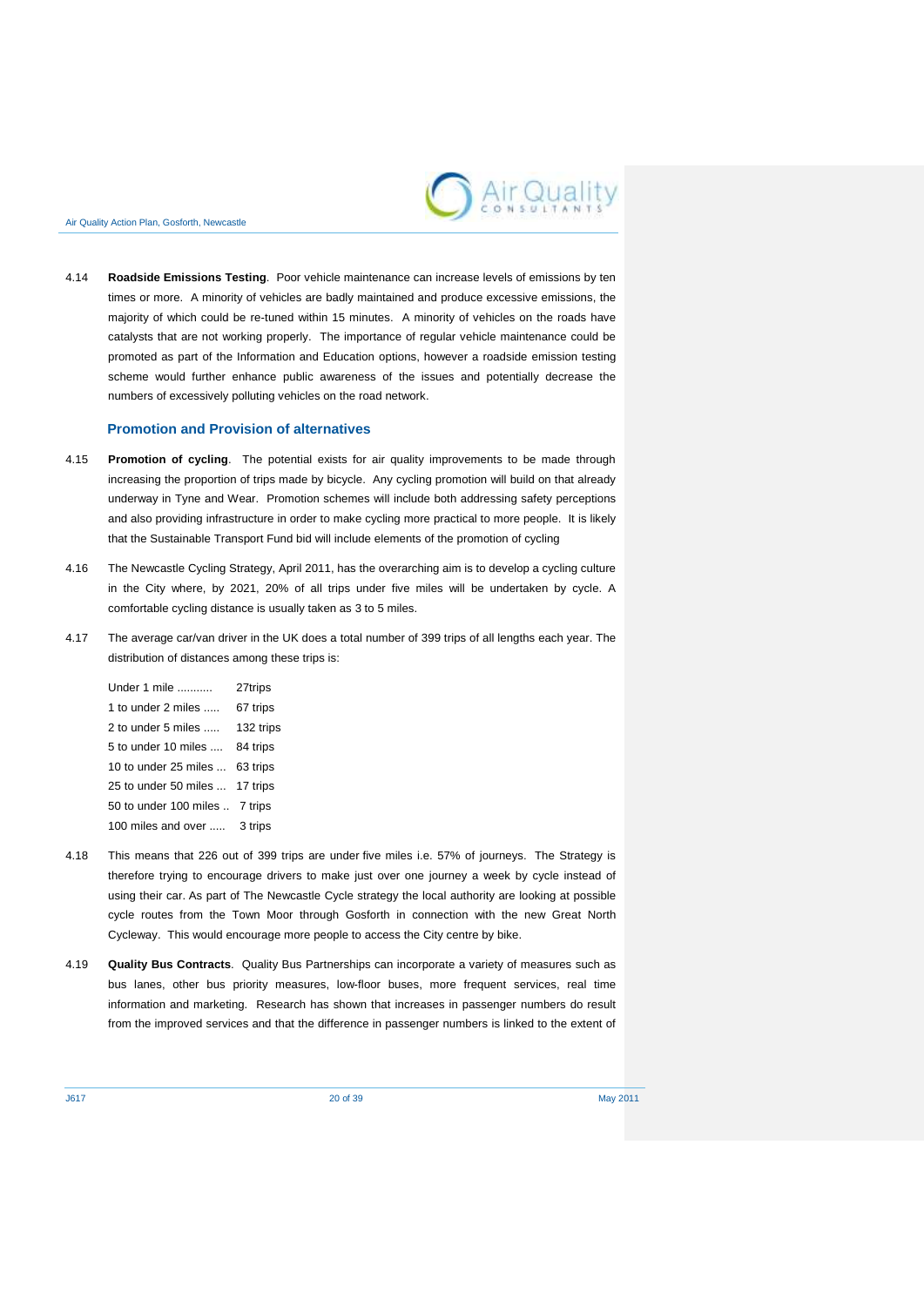4.14 **Roadside Emissions Testing**. Poor vehicle maintenance can increase levels of emissions by ten times or more. A minority of vehicles are badly maintained and produce excessive emissions, the majority of which could be re-tuned within 15 minutes. A minority of vehicles on the roads have catalysts that are not working properly. The importance of regular vehicle maintenance could be promoted as part of the Information and Education options, however a roadside emission testing scheme would further enhance public awareness of the issues and potentially decrease the numbers of excessively polluting vehicles on the road network.

### Promotion and Provision of alternatives

4.15 **Promotion of cycling**. The potential exists for air quality improvements to be made through increasing the proportion of trips made by bicycle. Any cycling promotion will build on that already underway in Tyne and Wear. Promotion schemes will include both addressing safety perceptions and also providing infrastructure in order to make cycling more practical to more people. It is likely that the Sustainable Transport Fund bid will include elements of the promotion of cycling

4.16 The Newcastle Cycling Strategy, April 2011, has the overarching aim is to develop a cycling culture in the City where, by 2021, 20% of all trips under five miles will be undertaken by cycle. A comfortable cycling distance is usually taken as 3 to 5 miles.

4.17 The average car/van driver in the UK does a total number of 399 trips of all lengths each year. The distribution of distances among these trips is:

| | |
|---|---|
| Under 1 mile ........... | 27trips |
| 1 to under 2 miles ..... | 67 trips |
| 2 to under 5 miles ..... | 132 trips |
| 5 to under 10 miles .... | 84 trips |
| 10 to under 25 miles ... | 63 trips |
| 25 to under 50 miles ... | 17 trips |
| 50 to under 100 miles .. | 7 trips |
| 100 miles and over ..... | 3 trips |

4.18 This means that 226 out of 399 trips are under five miles i.e. 57% of journeys. The Strategy is therefore trying to encourage drivers to make just over one journey a week by cycle instead of using their car. As part of The Newcastle Cycle strategy the local authority are looking at possible cycle routes from the Town Moor through Gosforth in connection with the new Great North Cycleway. This would encourage more people to access the City centre by bike.

4.19 **Quality Bus Contracts**. Quality Bus Partnerships can incorporate a variety of measures such as bus lanes, other bus priority measures, low-floor buses, more frequent services, real time information and marketing. Research has shown that increases in passenger numbers do result from the improved services and that the difference in passenger numbers is linked to the extent of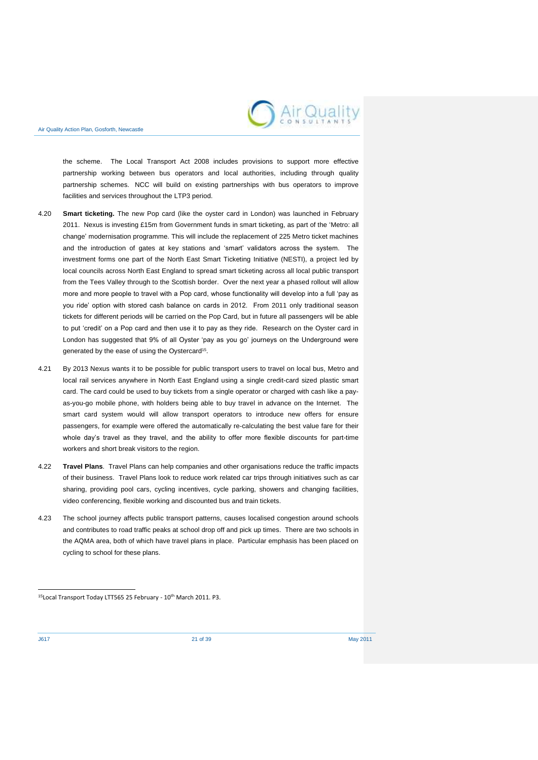the scheme. The Local Transport Act 2008 includes provisions to support more effective partnership working between bus operators and local authorities, including through quality partnership schemes. NCC will build on existing partnerships with bus operators to improve facilities and services throughout the LTP3 period.

4.20 **Smart ticketing.** The new Pop card (like the oyster card in London) was launched in February 2011. Nexus is investing £15m from Government funds in smart ticketing, as part of the 'Metro: all change' modernisation programme. This will include the replacement of 225 Metro ticket machines and the introduction of gates at key stations and 'smart' validators across the system. The investment forms one part of the North East Smart Ticketing Initiative (NESTI), a project led by local councils across North East England to spread smart ticketing across all local public transport from the Tees Valley through to the Scottish border. Over the next year a phased rollout will allow more and more people to travel with a Pop card, whose functionality will develop into a full 'pay as you ride' option with stored cash balance on cards in 2012. From 2011 only traditional season tickets for different periods will be carried on the Pop Card, but in future all passengers will be able to put 'credit' on a Pop card and then use it to pay as they ride. Research on the Oyster card in London has suggested that 9% of all Oyster 'pay as you go' journeys on the Underground were generated by the ease of using the Oystercard[15].

4.21 By 2013 Nexus wants it to be possible for public transport users to travel on local bus, Metro and local rail services anywhere in North East England using a single credit-card sized plastic smart card. The card could be used to buy tickets from a single operator or charged with cash like a pay-as-you-go mobile phone, with holders being able to buy travel in advance on the Internet. The smart card system would will allow transport operators to introduce new offers for ensure passengers, for example were offered the automatically re-calculating the best value fare for their whole day's travel as they travel, and the ability to offer more flexible discounts for part-time workers and short break visitors to the region.

4.22 **Travel Plans**. Travel Plans can help companies and other organisations reduce the traffic impacts of their business. Travel Plans look to reduce work related car trips through initiatives such as car sharing, providing pool cars, cycling incentives, cycle parking, showers and changing facilities, video conferencing, flexible working and discounted bus and train tickets.

4.23 The school journey affects public transport patterns, causes localised congestion around schools and contributes to road traffic peaks at school drop off and pick up times. There are two schools in the AQMA area, both of which have travel plans in place. Particular emphasis has been placed on cycling to school for these plans.

---

[15] Local Transport Today LTT565 25 February - 10th March 2011. P3.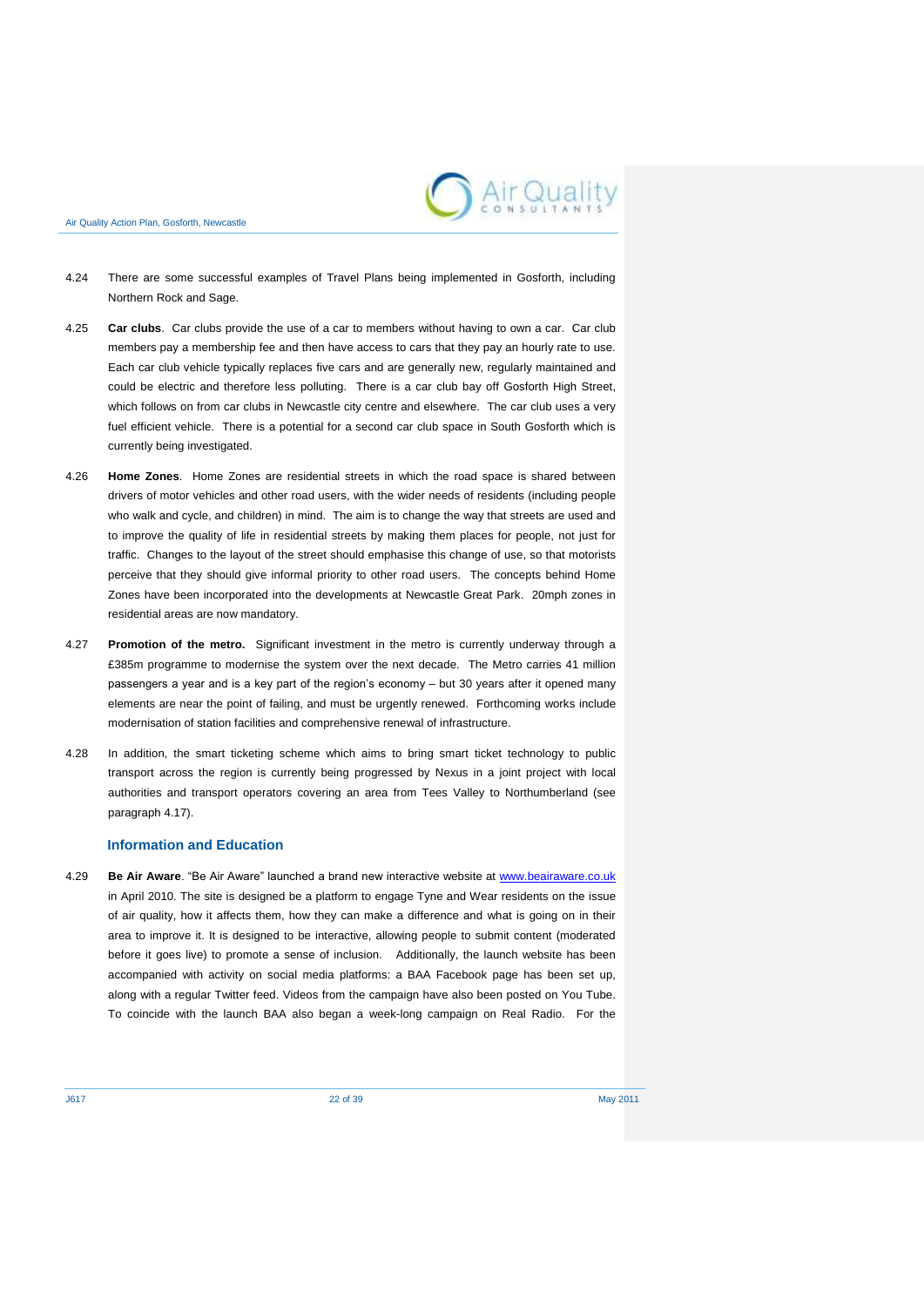4.24 There are some successful examples of Travel Plans being implemented in Gosforth, including Northern Rock and Sage.

4.25 **Car clubs**. Car clubs provide the use of a car to members without having to own a car. Car club members pay a membership fee and then have access to cars that they pay an hourly rate to use. Each car club vehicle typically replaces five cars and are generally new, regularly maintained and could be electric and therefore less polluting. There is a car club bay off Gosforth High Street, which follows on from car clubs in Newcastle city centre and elsewhere. The car club uses a very fuel efficient vehicle. There is a potential for a second car club space in South Gosforth which is currently being investigated.

4.26 **Home Zones**. Home Zones are residential streets in which the road space is shared between drivers of motor vehicles and other road users, with the wider needs of residents (including people who walk and cycle, and children) in mind. The aim is to change the way that streets are used and to improve the quality of life in residential streets by making them places for people, not just for traffic. Changes to the layout of the street should emphasise this change of use, so that motorists perceive that they should give informal priority to other road users. The concepts behind Home Zones have been incorporated into the developments at Newcastle Great Park. 20mph zones in residential areas are now mandatory.

4.27 **Promotion of the metro.** Significant investment in the metro is currently underway through a £385m programme to modernise the system over the next decade. The Metro carries 41 million passengers a year and is a key part of the region's economy – but 30 years after it opened many elements are near the point of failing, and must be urgently renewed. Forthcoming works include modernisation of station facilities and comprehensive renewal of infrastructure.

4.28 In addition, the smart ticketing scheme which aims to bring smart ticket technology to public transport across the region is currently being progressed by Nexus in a joint project with local authorities and transport operators covering an area from Tees Valley to Northumberland (see paragraph 4.17).

### Information and Education

4.29 **Be Air Aware**. "Be Air Aware" launched a brand new interactive website at www.beairaware.co.uk in April 2010. The site is designed be a platform to engage Tyne and Wear residents on the issue of air quality, how it affects them, how they can make a difference and what is going on in their area to improve it. It is designed to be interactive, allowing people to submit content (moderated before it goes live) to promote a sense of inclusion. Additionally, the launch website has been accompanied with activity on social media platforms: a BAA Facebook page has been set up, along with a regular Twitter feed. Videos from the campaign have also been posted on You Tube. To coincide with the launch BAA also began a week-long campaign on Real Radio. For the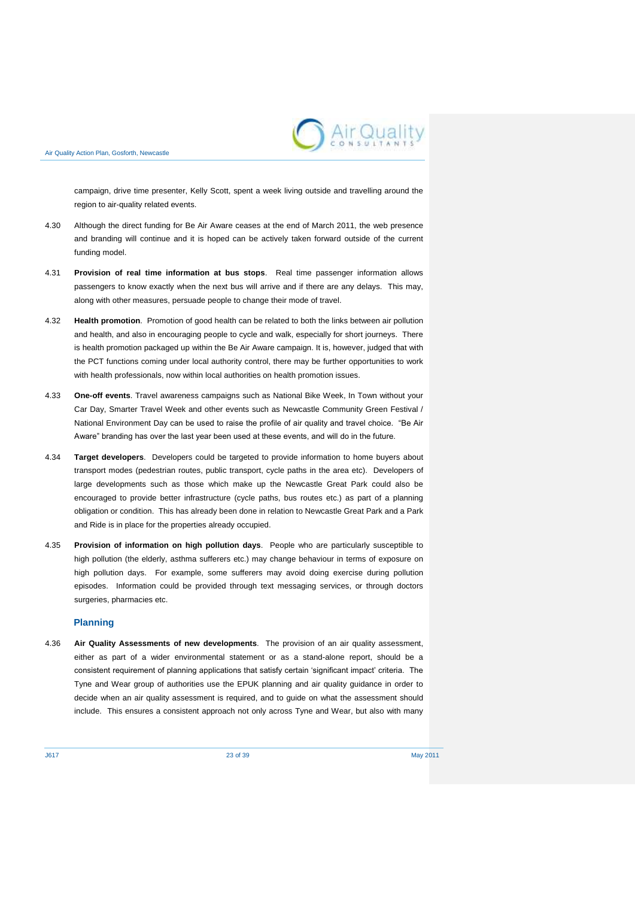campaign, drive time presenter, Kelly Scott, spent a week living outside and travelling around the region to air-quality related events.

4.30 Although the direct funding for Be Air Aware ceases at the end of March 2011, the web presence and branding will continue and it is hoped can be actively taken forward outside of the current funding model.

4.31 **Provision of real time information at bus stops**. Real time passenger information allows passengers to know exactly when the next bus will arrive and if there are any delays. This may, along with other measures, persuade people to change their mode of travel.

4.32 **Health promotion**. Promotion of good health can be related to both the links between air pollution and health, and also in encouraging people to cycle and walk, especially for short journeys. There is health promotion packaged up within the Be Air Aware campaign. It is, however, judged that with the PCT functions coming under local authority control, there may be further opportunities to work with health professionals, now within local authorities on health promotion issues.

4.33 **One-off events**. Travel awareness campaigns such as National Bike Week, In Town without your Car Day, Smarter Travel Week and other events such as Newcastle Community Green Festival / National Environment Day can be used to raise the profile of air quality and travel choice. "Be Air Aware" branding has over the last year been used at these events, and will do in the future.

4.34 **Target developers**. Developers could be targeted to provide information to home buyers about transport modes (pedestrian routes, public transport, cycle paths in the area etc). Developers of large developments such as those which make up the Newcastle Great Park could also be encouraged to provide better infrastructure (cycle paths, bus routes etc.) as part of a planning obligation or condition. This has already been done in relation to Newcastle Great Park and a Park and Ride is in place for the properties already occupied.

4.35 **Provision of information on high pollution days**. People who are particularly susceptible to high pollution (the elderly, asthma sufferers etc.) may change behaviour in terms of exposure on high pollution days. For example, some sufferers may avoid doing exercise during pollution episodes. Information could be provided through text messaging services, or through doctors surgeries, pharmacies etc.

### Planning

4.36 **Air Quality Assessments of new developments**. The provision of an air quality assessment, either as part of a wider environmental statement or as a stand-alone report, should be a consistent requirement of planning applications that satisfy certain 'significant impact' criteria. The Tyne and Wear group of authorities use the EPUK planning and air quality guidance in order to decide when an air quality assessment is required, and to guide on what the assessment should include. This ensures a consistent approach not only across Tyne and Wear, but also with many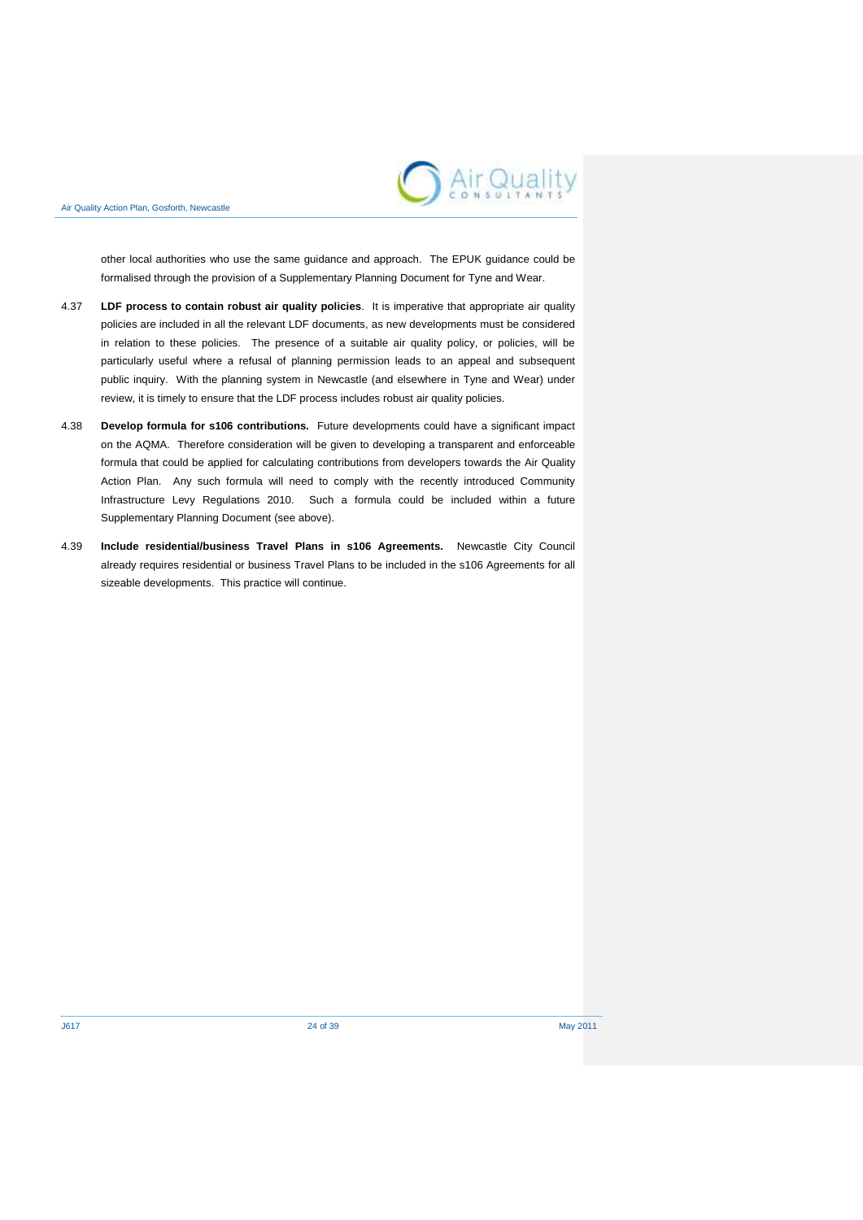other local authorities who use the same guidance and approach. The EPUK guidance could be formalised through the provision of a Supplementary Planning Document for Tyne and Wear.

4.37 **LDF process to contain robust air quality policies**. It is imperative that appropriate air quality policies are included in all the relevant LDF documents, as new developments must be considered in relation to these policies. The presence of a suitable air quality policy, or policies, will be particularly useful where a refusal of planning permission leads to an appeal and subsequent public inquiry. With the planning system in Newcastle (and elsewhere in Tyne and Wear) under review, it is timely to ensure that the LDF process includes robust air quality policies.

4.38 **Develop formula for s106 contributions.** Future developments could have a significant impact on the AQMA. Therefore consideration will be given to developing a transparent and enforceable formula that could be applied for calculating contributions from developers towards the Air Quality Action Plan. Any such formula will need to comply with the recently introduced Community Infrastructure Levy Regulations 2010. Such a formula could be included within a future Supplementary Planning Document (see above).

4.39 **Include residential/business Travel Plans in s106 Agreements.** Newcastle City Council already requires residential or business Travel Plans to be included in the s106 Agreements for all sizeable developments. This practice will continue.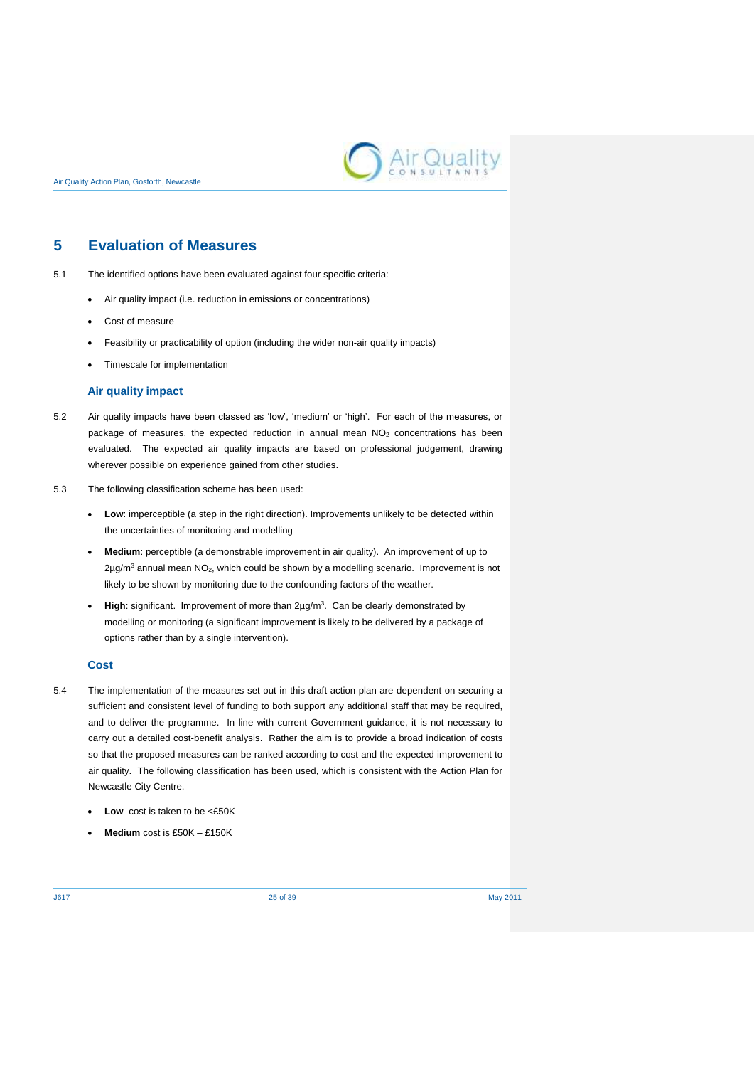# 5 Evaluation of Measures

5.1 The identified options have been evaluated against four specific criteria:

- Air quality impact (i.e. reduction in emissions or concentrations)
- Cost of measure
- Feasibility or practicability of option (including the wider non-air quality impacts)
- Timescale for implementation

### Air quality impact

5.2 Air quality impacts have been classed as 'low', 'medium' or 'high'. For each of the measures, or package of measures, the expected reduction in annual mean $NO_2$ concentrations has been evaluated. The expected air quality impacts are based on professional judgement, drawing wherever possible on experience gained from other studies.

5.3 The following classification scheme has been used:

- **Low**: imperceptible (a step in the right direction). Improvements unlikely to be detected within the uncertainties of monitoring and modelling
- **Medium**: perceptible (a demonstrable improvement in air quality). An improvement of up to 2µg/m$^3$ annual mean $NO_2$, which could be shown by a modelling scenario. Improvement is not likely to be shown by monitoring due to the confounding factors of the weather.
- **High**: significant. Improvement of more than 2µg/m$^3$. Can be clearly demonstrated by modelling or monitoring (a significant improvement is likely to be delivered by a package of options rather than by a single intervention).

### Cost

5.4 The implementation of the measures set out in this draft action plan are dependent on securing a sufficient and consistent level of funding to both support any additional staff that may be required, and to deliver the programme. In line with current Government guidance, it is not necessary to carry out a detailed cost-benefit analysis. Rather the aim is to provide a broad indication of costs so that the proposed measures can be ranked according to cost and the expected improvement to air quality. The following classification has been used, which is consistent with the Action Plan for Newcastle City Centre.

- **Low** cost is taken to be <£50K
- **Medium** cost is £50K – £150K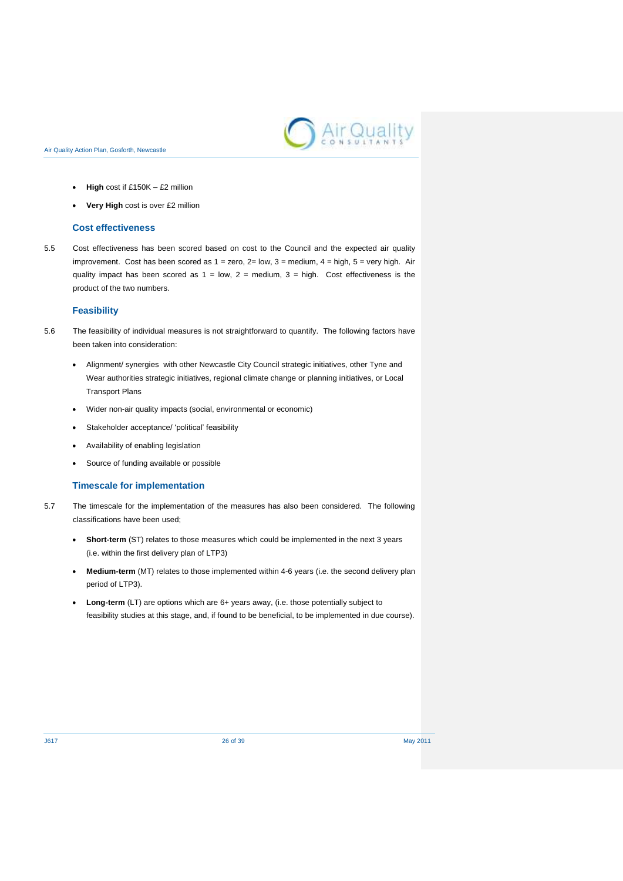- **High** cost if £150K – £2 million
- **Very High** cost is over £2 million

### Cost effectiveness

5.5 Cost effectiveness has been scored based on cost to the Council and the expected air quality improvement. Cost has been scored as 1 = zero, 2= low, 3 = medium, 4 = high, 5 = very high. Air quality impact has been scored as 1 = low, 2 = medium, 3 = high. Cost effectiveness is the product of the two numbers.

### Feasibility

5.6 The feasibility of individual measures is not straightforward to quantify. The following factors have been taken into consideration:

- Alignment/ synergies with other Newcastle City Council strategic initiatives, other Tyne and Wear authorities strategic initiatives, regional climate change or planning initiatives, or Local Transport Plans
- Wider non-air quality impacts (social, environmental or economic)
- Stakeholder acceptance/ 'political' feasibility
- Availability of enabling legislation
- Source of funding available or possible

### Timescale for implementation

5.7 The timescale for the implementation of the measures has also been considered. The following classifications have been used;

- **Short-term** (ST) relates to those measures which could be implemented in the next 3 years (i.e. within the first delivery plan of LTP3)
- **Medium-term** (MT) relates to those implemented within 4-6 years (i.e. the second delivery plan period of LTP3).
- **Long-term** (LT) are options which are 6+ years away, (i.e. those potentially subject to feasibility studies at this stage, and, if found to be beneficial, to be implemented in due course).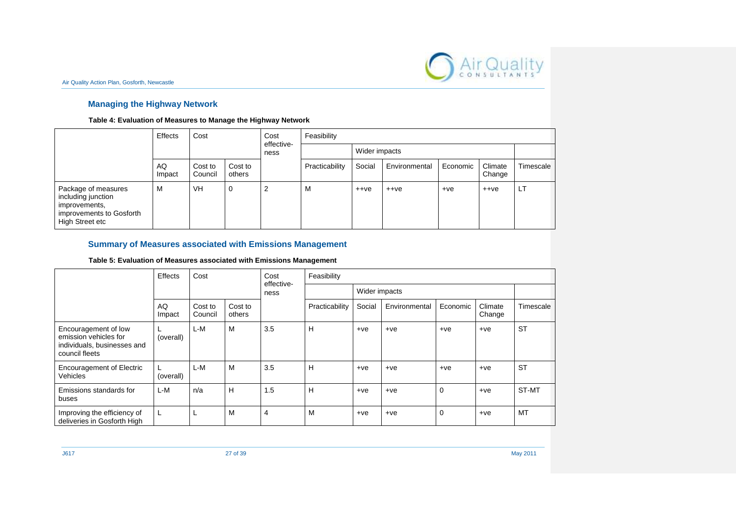## Managing the Highway Network

**Table 4: Evaluation of Measures to Manage the Highway Network**

| | Effects | Cost | | Cost effective-ness | Feasibility | | | | | |
|---|---|---|---|---|---|---|---|---|---|---|
| | | | | | | Wider impacts | | | | |
| | AQ Impact | Cost to Council | Cost to others | | Practicability | Social | Environmental | Economic | Climate Change | Timescale |
| Package of measures including junction improvements, improvements to Gosforth High Street etc | M | VH | 0 | 2 | M | ++ve | ++ve | +ve | ++ve | LT |

## Summary of Measures associated with Emissions Management

**Table 5: Evaluation of Measures associated with Emissions Management**

| | Effects | Cost | | Cost effective-ness | Feasibility | | | | | |
|---|---|---|---|---|---|---|---|---|---|---|
| | | | | | | Wider impacts | | | | |
| | AQ Impact | Cost to Council | Cost to others | | Practicability | Social | Environmental | Economic | Climate Change | Timescale |
| Encouragement of low emission vehicles for individuals, businesses and council fleets | L (overall) | L-M | M | 3.5 | H | +ve | +ve | +ve | +ve | ST |
| Encouragement of Electric Vehicles | L (overall) | L-M | M | 3.5 | H | +ve | +ve | +ve | +ve | ST |
| Emissions standards for buses | L-M | n/a | H | 1.5 | H | +ve | +ve | 0 | +ve | ST-MT |
| Improving the efficiency of deliveries in Gosforth High | L | L | M | 4 | M | +ve | +ve | 0 | +ve | MT |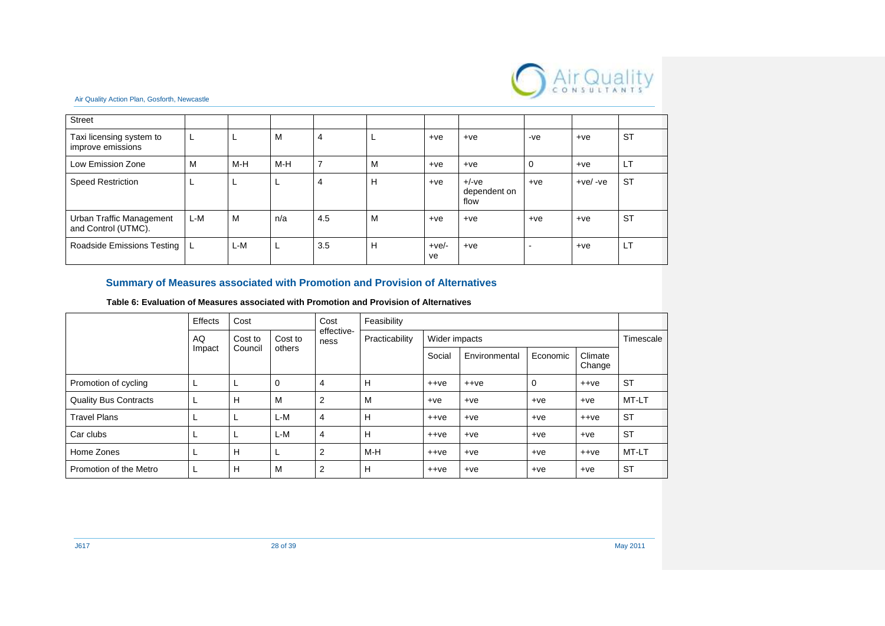| Street | | | | | | | | | | |
|---|---|---|---|---|---|---|---|---|---|---|
| Taxi licensing system to improve emissions | L | L | M | 4 | L | +ve | +ve | -ve | +ve | ST |
| Low Emission Zone | M | M-H | M-H | 7 | M | +ve | +ve | 0 | +ve | LT |
| Speed Restriction | L | L | L | 4 | H | +ve | +/-ve dependent on flow | +ve | +ve/ -ve | ST |
| Urban Traffic Management and Control (UTMC). | L-M | M | n/a | 4.5 | M | +ve | +ve | +ve | +ve | ST |
| Roadside Emissions Testing | L | L-M | L | 3.5 | H | +ve/-ve | +ve | - | +ve | LT |

## Summary of Measures associated with Promotion and Provision of Alternatives

**Table 6: Evaluation of Measures associated with Promotion and Provision of Alternatives**

| | Effects | Cost | | Cost effective-ness | Feasibility | | | | | |
|---|---|---|---|---|---|---|---|---|---|---|
| | AQ Impact | Cost to Council | Cost to others | | Practicability | Wider impacts | | | | Timescale |
| | | | | | | Social | Environmental | Economic | Climate Change | |
| Promotion of cycling | L | L | 0 | 4 | H | ++ve | ++ve | 0 | ++ve | ST |
| Quality Bus Contracts | L | H | M | 2 | M | +ve | +ve | +ve | +ve | MT-LT |
| Travel Plans | L | L | L-M | 4 | H | ++ve | +ve | +ve | ++ve | ST |
| Car clubs | L | L | L-M | 4 | H | ++ve | +ve | +ve | +ve | ST |
| Home Zones | L | H | L | 2 | M-H | ++ve | +ve | +ve | ++ve | MT-LT |
| Promotion of the Metro | L | H | M | 2 | H | ++ve | +ve | +ve | +ve | ST |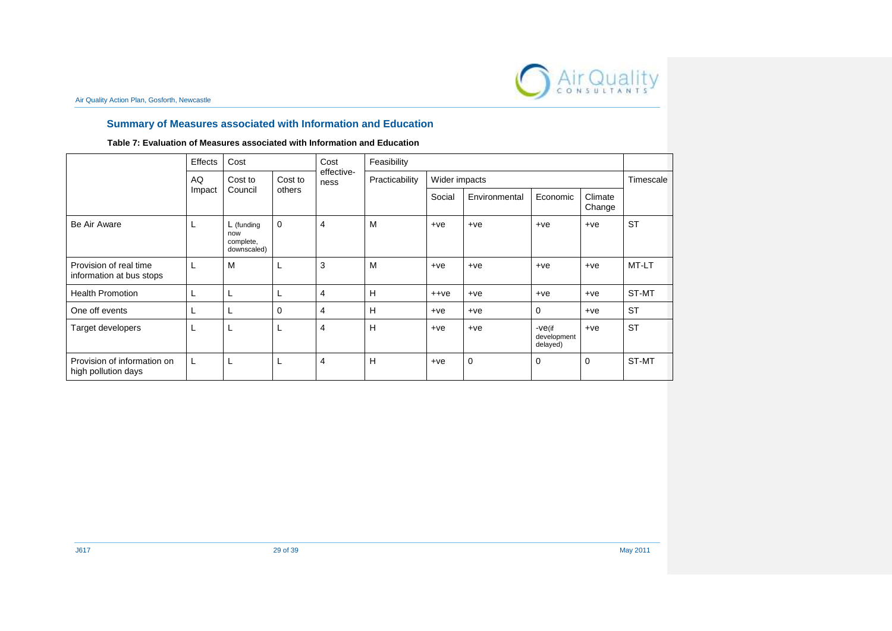## Summary of Measures associated with Information and Education

**Table 7: Evaluation of Measures associated with Information and Education**

| | Effects | Cost | | Cost effective-ness | Feasibility | | | | | Timescale |
|---|---|---|---|---|---|---|---|---|---|---|
| | AQ Impact | Cost to Council | Cost to others | | Practicability | Wider impacts | | | | |
| | | | | | | Social | Environmental | Economic | Climate Change | |
| Be Air Aware | L | L (funding now complete, downscaled) | 0 | 4 | M | +ve | +ve | +ve | +ve | ST |
| Provision of real time information at bus stops | L | M | L | 3 | M | +ve | +ve | +ve | +ve | MT-LT |
| Health Promotion | L | L | L | 4 | H | ++ve | +ve | +ve | +ve | ST-MT |
| One off events | L | L | 0 | 4 | H | +ve | +ve | 0 | +ve | ST |
| Target developers | L | L | L | 4 | H | +ve | +ve | -ve(if development delayed) | +ve | ST |
| Provision of information on high pollution days | L | L | L | 4 | H | +ve | 0 | 0 | 0 | ST-MT |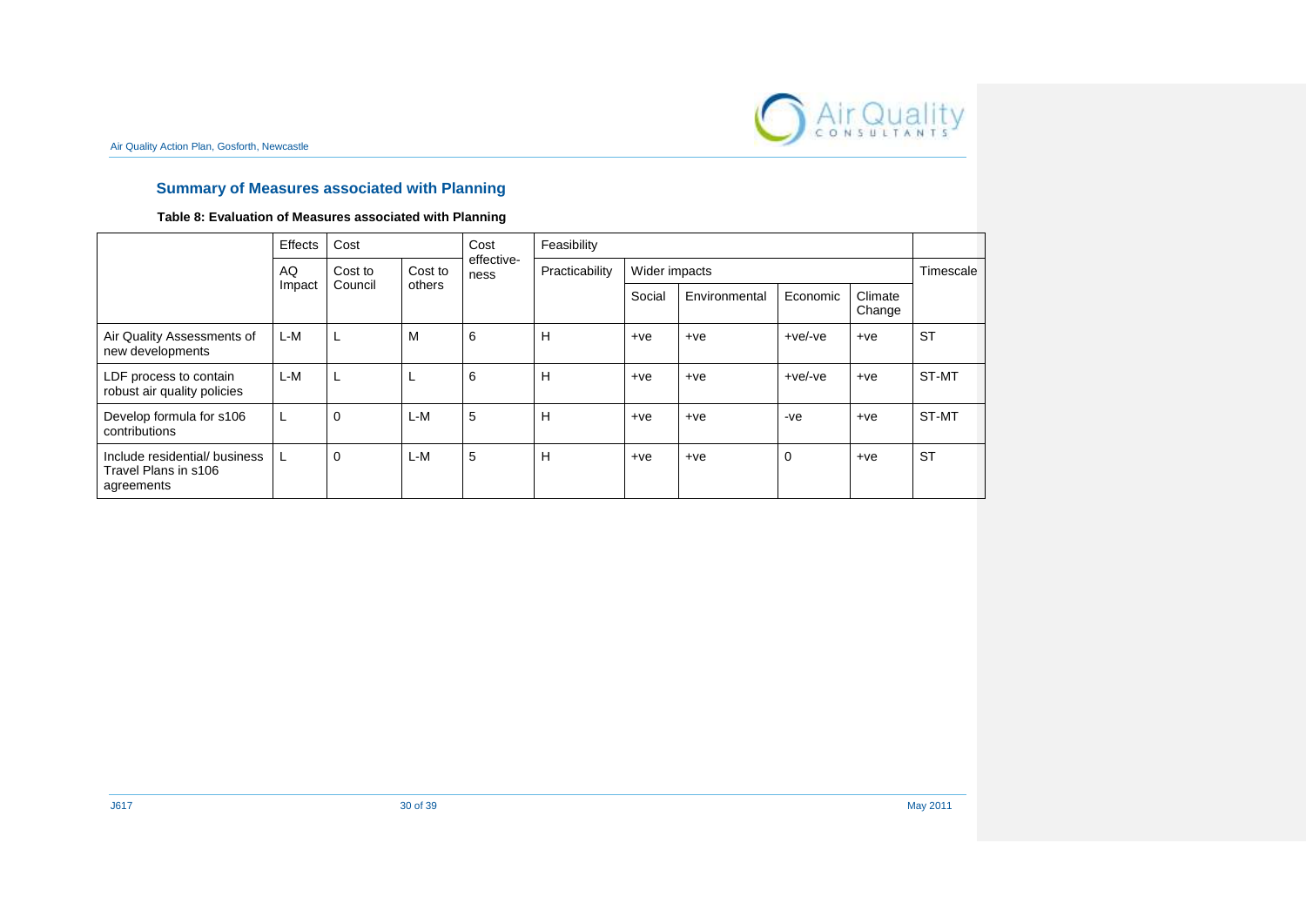## Summary of Measures associated with Planning

**Table 8: Evaluation of Measures associated with Planning**

| | Effects | Cost | | Cost effective-ness | Feasibility | | | | | |
|---|---|---|---|---|---|---|---|---|---|---|
| | AQ Impact | Cost to Council | Cost to others | | Practicability | Wider impacts | | | | Timescale |
| | | | | | | Social | Environmental | Economic | Climate Change | |
| Air Quality Assessments of new developments | L-M | L | M | 6 | H | +ve | +ve | +ve/-ve | +ve | ST |
| LDF process to contain robust air quality policies | L-M | L | L | 6 | H | +ve | +ve | +ve/-ve | +ve | ST-MT |
| Develop formula for s106 contributions | L | 0 | L-M | 5 | H | +ve | +ve | -ve | +ve | ST-MT |
| Include residential/ business Travel Plans in s106 agreements | L | 0 | L-M | 5 | H | +ve | +ve | 0 | +ve | ST |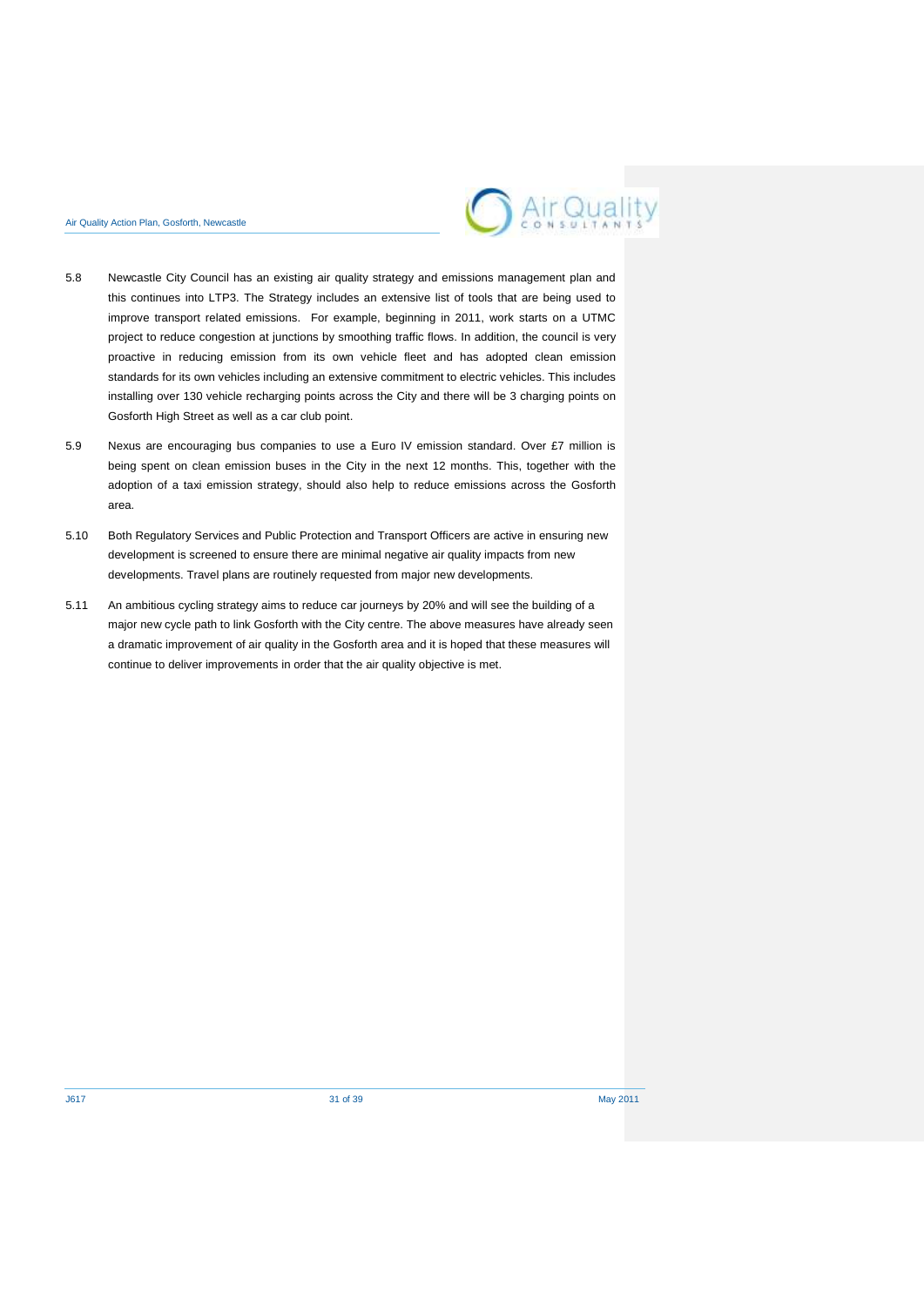5.8 Newcastle City Council has an existing air quality strategy and emissions management plan and this continues into LTP3. The Strategy includes an extensive list of tools that are being used to improve transport related emissions. For example, beginning in 2011, work starts on a UTMC project to reduce congestion at junctions by smoothing traffic flows. In addition, the council is very proactive in reducing emission from its own vehicle fleet and has adopted clean emission standards for its own vehicles including an extensive commitment to electric vehicles. This includes installing over 130 vehicle recharging points across the City and there will be 3 charging points on Gosforth High Street as well as a car club point.

5.9 Nexus are encouraging bus companies to use a Euro IV emission standard. Over £7 million is being spent on clean emission buses in the City in the next 12 months. This, together with the adoption of a taxi emission strategy, should also help to reduce emissions across the Gosforth area.

5.10 Both Regulatory Services and Public Protection and Transport Officers are active in ensuring new development is screened to ensure there are minimal negative air quality impacts from new developments. Travel plans are routinely requested from major new developments.

5.11 An ambitious cycling strategy aims to reduce car journeys by 20% and will see the building of a major new cycle path to link Gosforth with the City centre. The above measures have already seen a dramatic improvement of air quality in the Gosforth area and it is hoped that these measures will continue to deliver improvements in order that the air quality objective is met.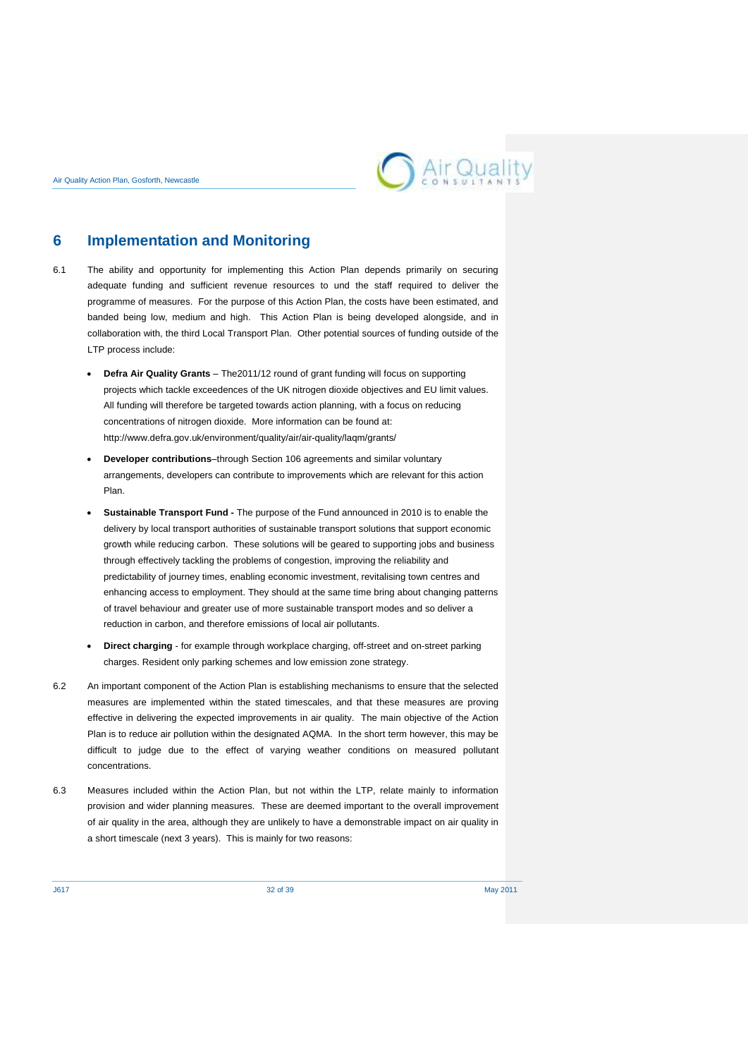# 6 Implementation and Monitoring

6.1 The ability and opportunity for implementing this Action Plan depends primarily on securing adequate funding and sufficient revenue resources to und the staff required to deliver the programme of measures. For the purpose of this Action Plan, the costs have been estimated, and banded being low, medium and high. This Action Plan is being developed alongside, and in collaboration with, the third Local Transport Plan. Other potential sources of funding outside of the LTP process include:

- **Defra Air Quality Grants** – The2011/12 round of grant funding will focus on supporting projects which tackle exceedences of the UK nitrogen dioxide objectives and EU limit values. All funding will therefore be targeted towards action planning, with a focus on reducing concentrations of nitrogen dioxide. More information can be found at: http://www.defra.gov.uk/environment/quality/air/air-quality/laqm/grants/
- **Developer contributions**–through Section 106 agreements and similar voluntary arrangements, developers can contribute to improvements which are relevant for this action Plan.
- **Sustainable Transport Fund -** The purpose of the Fund announced in 2010 is to enable the delivery by local transport authorities of sustainable transport solutions that support economic growth while reducing carbon. These solutions will be geared to supporting jobs and business through effectively tackling the problems of congestion, improving the reliability and predictability of journey times, enabling economic investment, revitalising town centres and enhancing access to employment. They should at the same time bring about changing patterns of travel behaviour and greater use of more sustainable transport modes and so deliver a reduction in carbon, and therefore emissions of local air pollutants.
- **Direct charging** - for example through workplace charging, off-street and on-street parking charges. Resident only parking schemes and low emission zone strategy.

6.2 An important component of the Action Plan is establishing mechanisms to ensure that the selected measures are implemented within the stated timescales, and that these measures are proving effective in delivering the expected improvements in air quality. The main objective of the Action Plan is to reduce air pollution within the designated AQMA. In the short term however, this may be difficult to judge due to the effect of varying weather conditions on measured pollutant concentrations.

6.3 Measures included within the Action Plan, but not within the LTP, relate mainly to information provision and wider planning measures. These are deemed important to the overall improvement of air quality in the area, although they are unlikely to have a demonstrable impact on air quality in a short timescale (next 3 years). This is mainly for two reasons: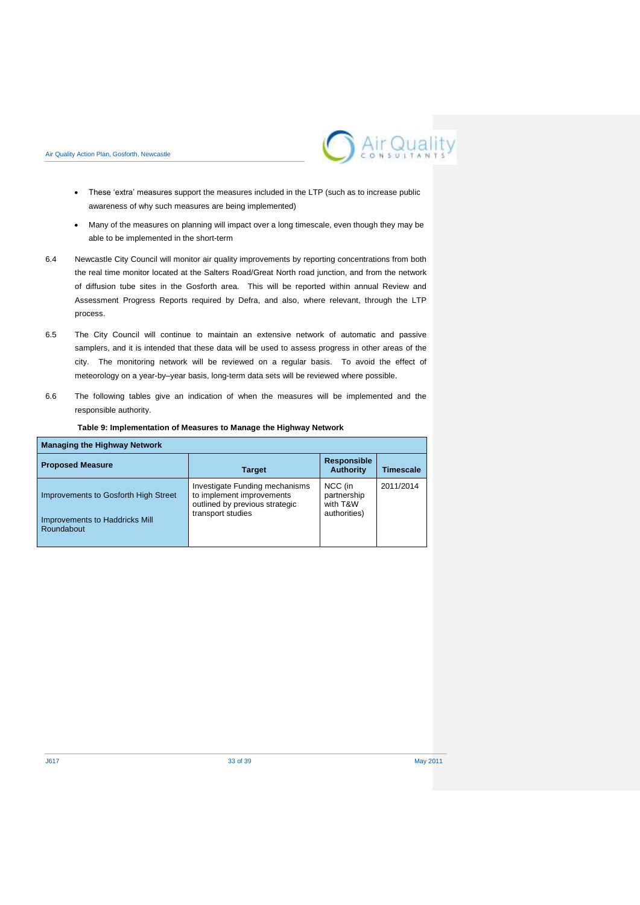- These 'extra' measures support the measures included in the LTP (such as to increase public awareness of why such measures are being implemented)

- Many of the measures on planning will impact over a long timescale, even though they may be able to be implemented in the short-term

6.4 Newcastle City Council will monitor air quality improvements by reporting concentrations from both the real time monitor located at the Salters Road/Great North road junction, and from the network of diffusion tube sites in the Gosforth area. This will be reported within annual Review and Assessment Progress Reports required by Defra, and also, where relevant, through the LTP process.

6.5 The City Council will continue to maintain an extensive network of automatic and passive samplers, and it is intended that these data will be used to assess progress in other areas of the city. The monitoring network will be reviewed on a regular basis. To avoid the effect of meteorology on a year-by–year basis, long-term data sets will be reviewed where possible.

6.6 The following tables give an indication of when the measures will be implemented and the responsible authority.

**Table 9: Implementation of Measures to Manage the Highway Network**

| **Managing the Highway Network** | | | |
|---|---|---|---|
| **Proposed Measure** | **Target** | **Responsible Authority** | **Timescale** |
| Improvements to Gosforth High Street<br><br>Improvements to Haddricks Mill Roundabout | Investigate Funding mechanisms to implement improvements outlined by previous strategic transport studies | NCC (in partnership with T&W authorities) | 2011/2014 |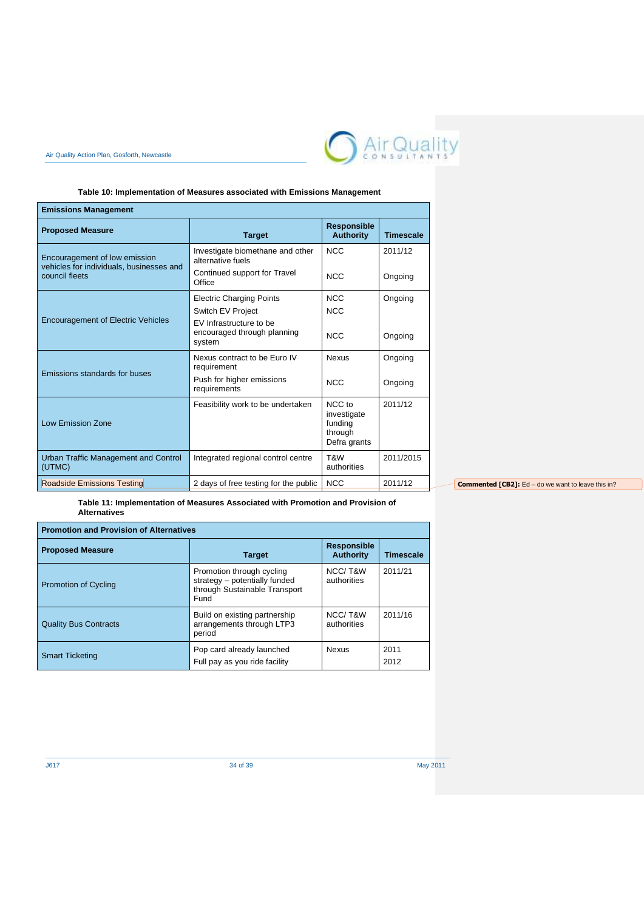**Table 10: Implementation of Measures associated with Emissions Management**

| Emissions Management | | | |
|---|---|---|---|
| **Proposed Measure** | **Target** | **Responsible Authority** | **Timescale** |
| Encouragement of low emission vehicles for individuals, businesses and council fleets | Investigate biomethane and other alternative fuels<br>Continued support for Travel Office | NCC<br>NCC | 2011/12<br>Ongoing |
| Encouragement of Electric Vehicles | Electric Charging Points<br>Switch EV Project<br>EV Infrastructure to be encouraged through planning system | NCC<br>NCC<br>NCC | Ongoing<br><br>Ongoing |
| Emissions standards for buses | Nexus contract to be Euro IV requirement<br>Push for higher emissions requirements | Nexus<br>NCC | Ongoing<br>Ongoing |
| Low Emission Zone | Feasibility work to be undertaken | NCC to investigate funding through Defra grants | 2011/12 |
| Urban Traffic Management and Control (UTMC) | Integrated regional control centre | T&W authorities | 2011/2015 |
| Roadside Emissions Testing | 2 days of free testing for the public | NCC | 2011/12 |

**Commented [CB2]:** Ed – do we want to leave this in?

**Table 11: Implementation of Measures Associated with Promotion and Provision of Alternatives**

| Promotion and Provision of Alternatives | | | |
|---|---|---|---|
| **Proposed Measure** | **Target** | **Responsible Authority** | **Timescale** |
| Promotion of Cycling | Promotion through cycling strategy – potentially funded through Sustainable Transport Fund | NCC/ T&W authorities | 2011/21 |
| Quality Bus Contracts | Build on existing partnership arrangements through LTP3 period | NCC/ T&W authorities | 2011/16 |
| Smart Ticketing | Pop card already launched<br>Full pay as you ride facility | Nexus | 2011<br>2012 |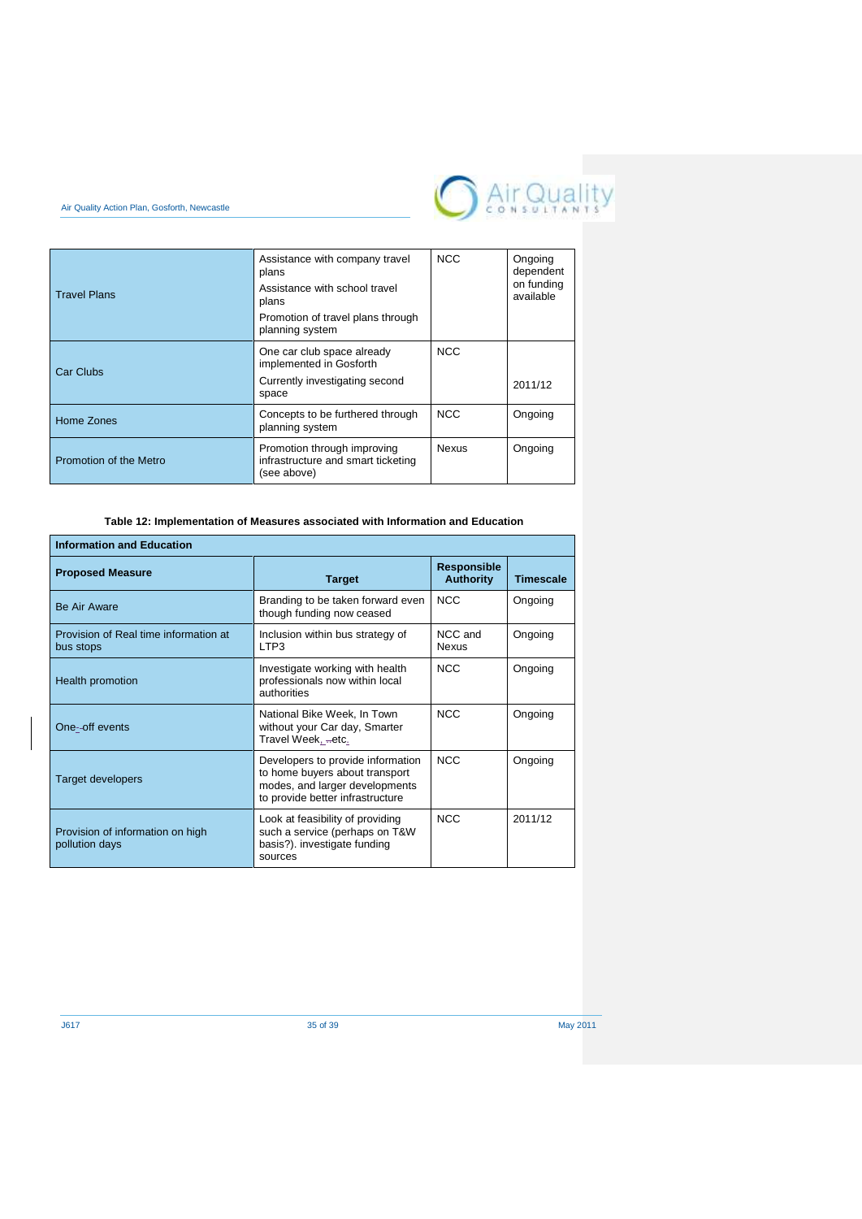| Travel Plans | Assistance with company travel plans<br>Assistance with school travel plans<br>Promotion of travel plans through planning system | NCC | Ongoing dependent on funding available |
|---|---|---|---|
| Car Clubs | One car club space already implemented in Gosforth<br>Currently investigating second space | NCC | 2011/12 |
| Home Zones | Concepts to be furthered through planning system | NCC | Ongoing |
| Promotion of the Metro | Promotion through improving infrastructure and smart ticketing (see above) | Nexus | Ongoing |

**Table 12: Implementation of Measures associated with Information and Education**

| **Information and Education** | | | |
|---|---|---|---|
| **Proposed Measure** | **Target** | **Responsible Authority** | **Timescale** |
| Be Air Aware | Branding to be taken forward even though funding now ceased | NCC | Ongoing |
| Provision of Real time information at bus stops | Inclusion within bus strategy of LTP3 | NCC and Nexus | Ongoing |
| Health promotion | Investigate working with health professionals now within local authorities | NCC | Ongoing |
| One-off events | National Bike Week, In Town without your Car day, Smarter Travel Week, etc. | NCC | Ongoing |
| Target developers | Developers to provide information to home buyers about transport modes, and larger developments to provide better infrastructure | NCC | Ongoing |
| Provision of information on high pollution days | Look at feasibility of providing such a service (perhaps on T&W basis?). investigate funding sources | NCC | 2011/12 |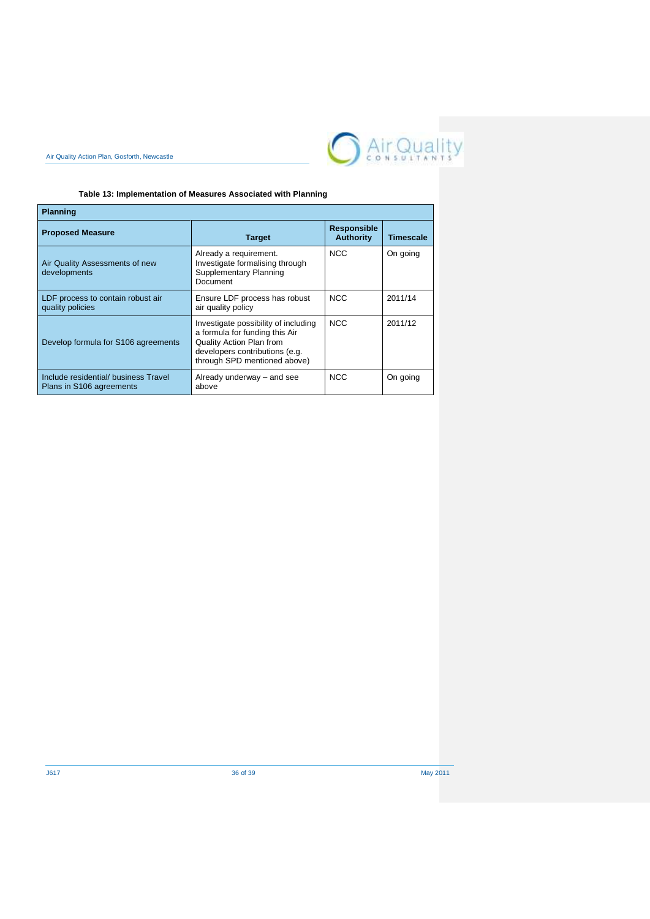**Table 13: Implementation of Measures Associated with Planning**

| Planning | | | |
|---|---|---|---|
| **Proposed Measure** | **Target** | **Responsible Authority** | **Timescale** |
| Air Quality Assessments of new developments | Already a requirement. Investigate formalising through Supplementary Planning Document | NCC | On going |
| LDF process to contain robust air quality policies | Ensure LDF process has robust air quality policy | NCC | 2011/14 |
| Develop formula for S106 agreements | Investigate possibility of including a formula for funding this Air Quality Action Plan from developers contributions (e.g. through SPD mentioned above) | NCC | 2011/12 |
| Include residential/ business Travel Plans in S106 agreements | Already underway – and see above | NCC | On going |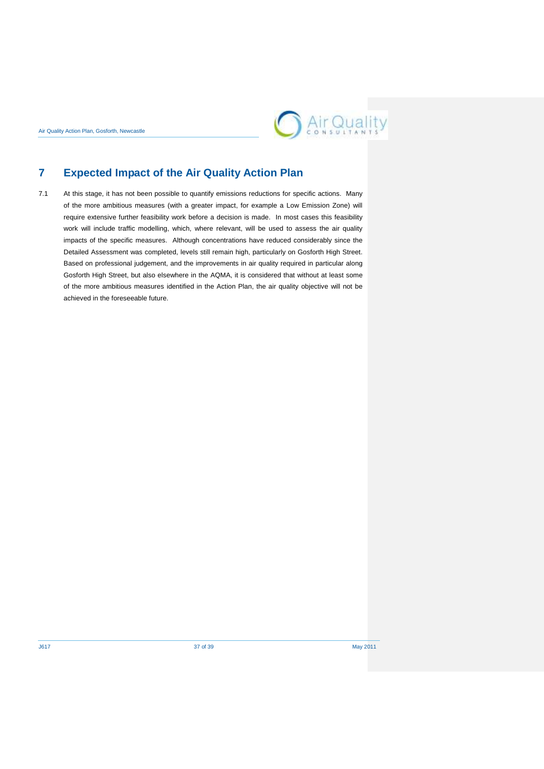# 7 Expected Impact of the Air Quality Action Plan

7.1 At this stage, it has not been possible to quantify emissions reductions for specific actions. Many of the more ambitious measures (with a greater impact, for example a Low Emission Zone) will require extensive further feasibility work before a decision is made. In most cases this feasibility work will include traffic modelling, which, where relevant, will be used to assess the air quality impacts of the specific measures. Although concentrations have reduced considerably since the Detailed Assessment was completed, levels still remain high, particularly on Gosforth High Street. Based on professional judgement, and the improvements in air quality required in particular along Gosforth High Street, but also elsewhere in the AQMA, it is considered that without at least some of the more ambitious measures identified in the Action Plan, the air quality objective will not be achieved in the foreseeable future.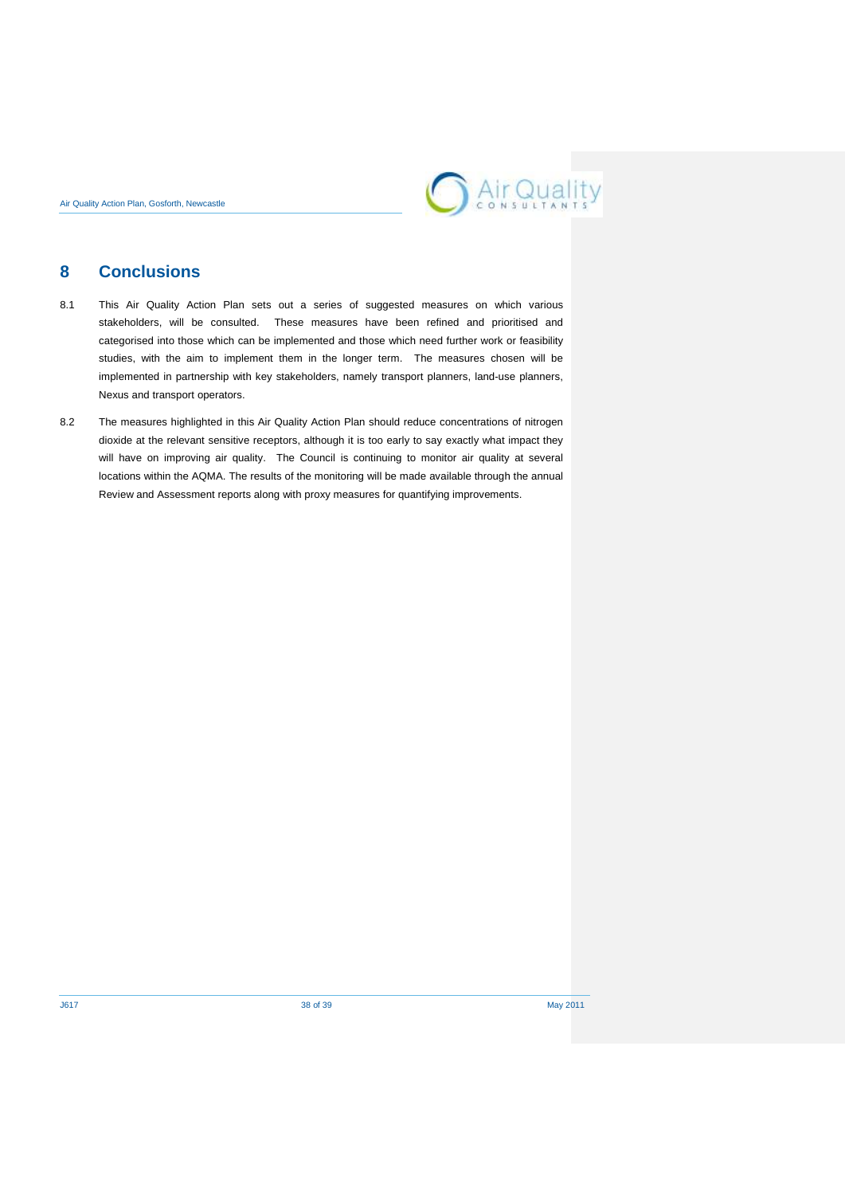# 8 Conclusions

8.1 This Air Quality Action Plan sets out a series of suggested measures on which various stakeholders, will be consulted. These measures have been refined and prioritised and categorised into those which can be implemented and those which need further work or feasibility studies, with the aim to implement them in the longer term. The measures chosen will be implemented in partnership with key stakeholders, namely transport planners, land-use planners, Nexus and transport operators.

8.2 The measures highlighted in this Air Quality Action Plan should reduce concentrations of nitrogen dioxide at the relevant sensitive receptors, although it is too early to say exactly what impact they will have on improving air quality. The Council is continuing to monitor air quality at several locations within the AQMA. The results of the monitoring will be made available through the annual Review and Assessment reports along with proxy measures for quantifying improvements.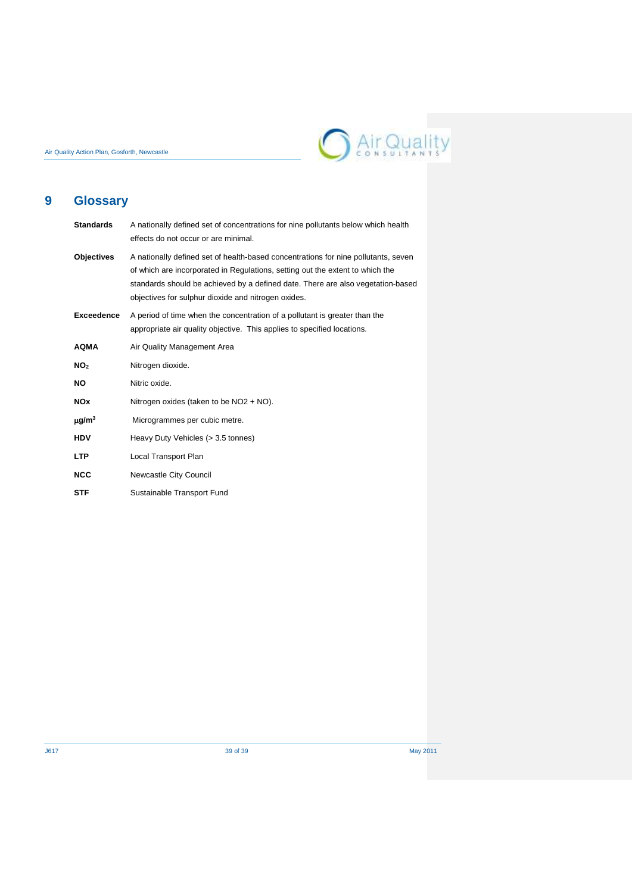# 9 Glossary

| | |
|---|---|
| **Standards** | A nationally defined set of concentrations for nine pollutants below which health effects do not occur or are minimal. |
| **Objectives** | A nationally defined set of health-based concentrations for nine pollutants, seven of which are incorporated in Regulations, setting out the extent to which the standards should be achieved by a defined date. There are also vegetation-based objectives for sulphur dioxide and nitrogen oxides. |
| **Exceedence** | A period of time when the concentration of a pollutant is greater than the appropriate air quality objective. This applies to specified locations. |
| **AQMA** | Air Quality Management Area |
| **$NO_2$** | Nitrogen dioxide. |
| **NO** | Nitric oxide. |
| **NOx** | Nitrogen oxides (taken to be NO2 + NO). |
| **$\mu g/m^3$** | Microgrammes per cubic metre. |
| **HDV** | Heavy Duty Vehicles (> 3.5 tonnes) |
| **LTP** | Local Transport Plan |
| **NCC** | Newcastle City Council |
| **STF** | Sustainable Transport Fund |